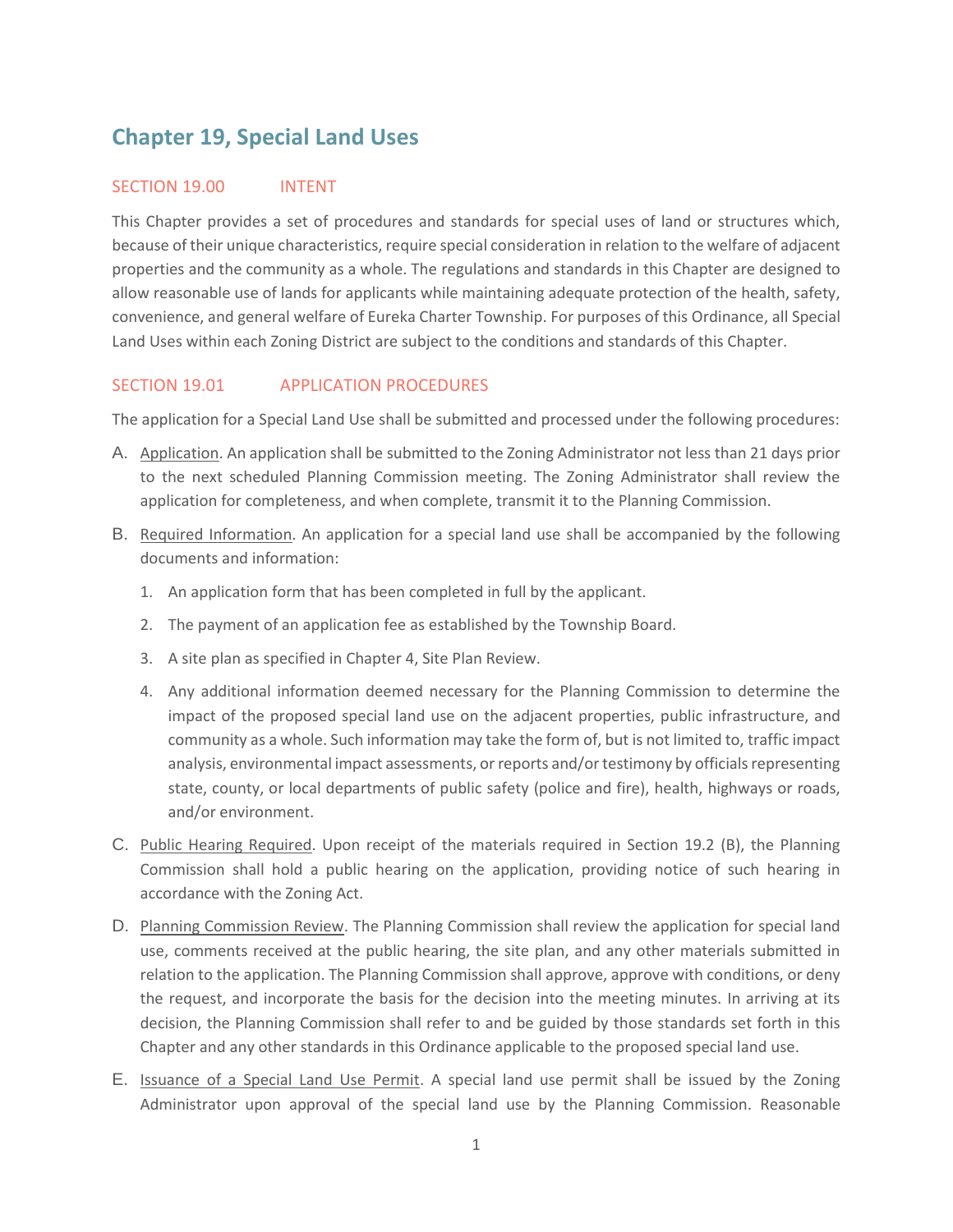# Chapter 19, Special Land Uses

## SECTION 19.00 INTENT

This Chapter provides a set of procedures and standards for special uses of land or structures which, because of their unique characteristics, require special consideration in relation to the welfare of adjacent properties and the community as a whole. The regulations and standards in this Chapter are designed to allow reasonable use of lands for applicants while maintaining adequate protection of the health, safety, convenience, and general welfare of Eureka Charter Township. For purposes of this Ordinance, all Special Land Uses within each Zoning District are subject to the conditions and standards of this Chapter.

## SECTION 19.01 APPLICATION PROCEDURES

The application for a Special Land Use shall be submitted and processed under the following procedures:

A. Application. An application shall be submitted to the Zoning Administrator not less than 21 days prior to the next scheduled Planning Commission meeting. The Zoning Administrator shall review the application for completeness, and when complete, transmit it to the Planning Commission.

B. Required Information. An application for a special land use shall be accompanied by the following documents and information:

   1. An application form that has been completed in full by the applicant.

   2. The payment of an application fee as established by the Township Board.

   3. A site plan as specified in Chapter 4, Site Plan Review.

   4. Any additional information deemed necessary for the Planning Commission to determine the impact of the proposed special land use on the adjacent properties, public infrastructure, and community as a whole. Such information may take the form of, but is not limited to, traffic impact analysis, environmental impact assessments, or reports and/or testimony by officials representing state, county, or local departments of public safety (police and fire), health, highways or roads, and/or environment.

C. Public Hearing Required. Upon receipt of the materials required in Section 19.2 (B), the Planning Commission shall hold a public hearing on the application, providing notice of such hearing in accordance with the Zoning Act.

D. Planning Commission Review. The Planning Commission shall review the application for special land use, comments received at the public hearing, the site plan, and any other materials submitted in relation to the application. The Planning Commission shall approve, approve with conditions, or deny the request, and incorporate the basis for the decision into the meeting minutes. In arriving at its decision, the Planning Commission shall refer to and be guided by those standards set forth in this Chapter and any other standards in this Ordinance applicable to the proposed special land use.

E. Issuance of a Special Land Use Permit. A special land use permit shall be issued by the Zoning Administrator upon approval of the special land use by the Planning Commission. Reasonable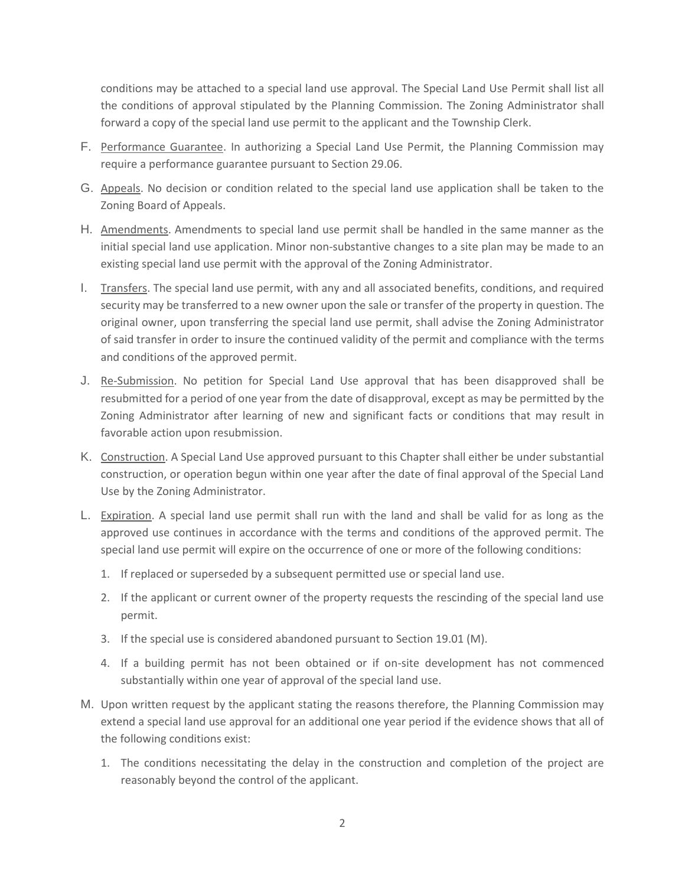conditions may be attached to a special land use approval. The Special Land Use Permit shall list all the conditions of approval stipulated by the Planning Commission. The Zoning Administrator shall forward a copy of the special land use permit to the applicant and the Township Clerk.

F. Performance Guarantee. In authorizing a Special Land Use Permit, the Planning Commission may require a performance guarantee pursuant to Section 29.06.

G. Appeals. No decision or condition related to the special land use application shall be taken to the Zoning Board of Appeals.

H. Amendments. Amendments to special land use permit shall be handled in the same manner as the initial special land use application. Minor non-substantive changes to a site plan may be made to an existing special land use permit with the approval of the Zoning Administrator.

I. Transfers. The special land use permit, with any and all associated benefits, conditions, and required security may be transferred to a new owner upon the sale or transfer of the property in question. The original owner, upon transferring the special land use permit, shall advise the Zoning Administrator of said transfer in order to insure the continued validity of the permit and compliance with the terms and conditions of the approved permit.

J. Re-Submission. No petition for Special Land Use approval that has been disapproved shall be resubmitted for a period of one year from the date of disapproval, except as may be permitted by the Zoning Administrator after learning of new and significant facts or conditions that may result in favorable action upon resubmission.

K. Construction. A Special Land Use approved pursuant to this Chapter shall either be under substantial construction, or operation begun within one year after the date of final approval of the Special Land Use by the Zoning Administrator.

L. Expiration. A special land use permit shall run with the land and shall be valid for as long as the approved use continues in accordance with the terms and conditions of the approved permit. The special land use permit will expire on the occurrence of one or more of the following conditions:

   1. If replaced or superseded by a subsequent permitted use or special land use.
   2. If the applicant or current owner of the property requests the rescinding of the special land use permit.
   3. If the special use is considered abandoned pursuant to Section 19.01 (M).
   4. If a building permit has not been obtained or if on-site development has not commenced substantially within one year of approval of the special land use.

M. Upon written request by the applicant stating the reasons therefore, the Planning Commission may extend a special land use approval for an additional one year period if the evidence shows that all of the following conditions exist:

   1. The conditions necessitating the delay in the construction and completion of the project are reasonably beyond the control of the applicant.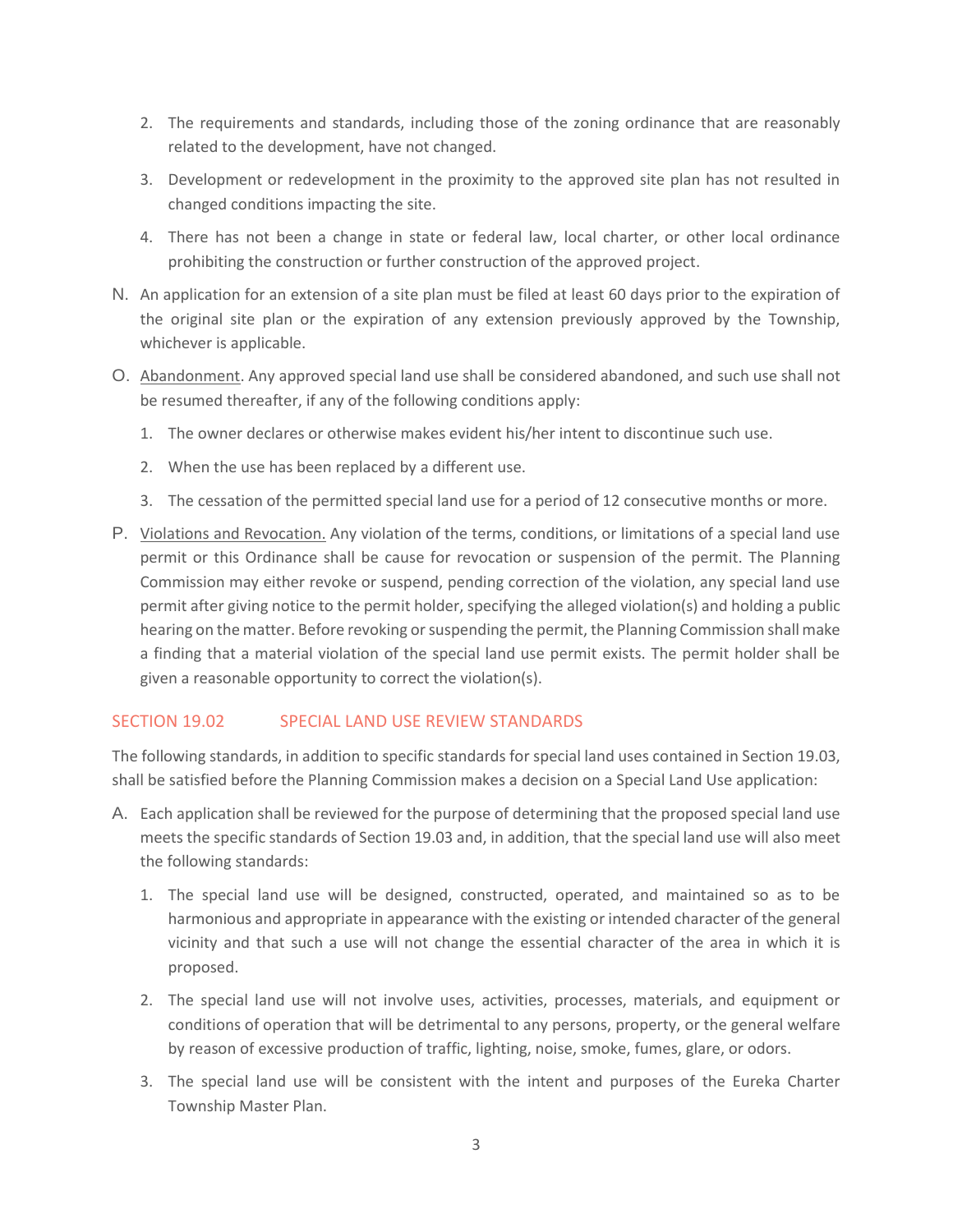2. The requirements and standards, including those of the zoning ordinance that are reasonably related to the development, have not changed.

3. Development or redevelopment in the proximity to the approved site plan has not resulted in changed conditions impacting the site.

4. There has not been a change in state or federal law, local charter, or other local ordinance prohibiting the construction or further construction of the approved project.

N. An application for an extension of a site plan must be filed at least 60 days prior to the expiration of the original site plan or the expiration of any extension previously approved by the Township, whichever is applicable.

O. Abandonment. Any approved special land use shall be considered abandoned, and such use shall not be resumed thereafter, if any of the following conditions apply:

1. The owner declares or otherwise makes evident his/her intent to discontinue such use.

2. When the use has been replaced by a different use.

3. The cessation of the permitted special land use for a period of 12 consecutive months or more.

P. Violations and Revocation. Any violation of the terms, conditions, or limitations of a special land use permit or this Ordinance shall be cause for revocation or suspension of the permit. The Planning Commission may either revoke or suspend, pending correction of the violation, any special land use permit after giving notice to the permit holder, specifying the alleged violation(s) and holding a public hearing on the matter. Before revoking or suspending the permit, the Planning Commission shall make a finding that a material violation of the special land use permit exists. The permit holder shall be given a reasonable opportunity to correct the violation(s).

## SECTION 19.02 SPECIAL LAND USE REVIEW STANDARDS

The following standards, in addition to specific standards for special land uses contained in Section 19.03, shall be satisfied before the Planning Commission makes a decision on a Special Land Use application:

A. Each application shall be reviewed for the purpose of determining that the proposed special land use meets the specific standards of Section 19.03 and, in addition, that the special land use will also meet the following standards:

1. The special land use will be designed, constructed, operated, and maintained so as to be harmonious and appropriate in appearance with the existing or intended character of the general vicinity and that such a use will not change the essential character of the area in which it is proposed.

2. The special land use will not involve uses, activities, processes, materials, and equipment or conditions of operation that will be detrimental to any persons, property, or the general welfare by reason of excessive production of traffic, lighting, noise, smoke, fumes, glare, or odors.

3. The special land use will be consistent with the intent and purposes of the Eureka Charter Township Master Plan.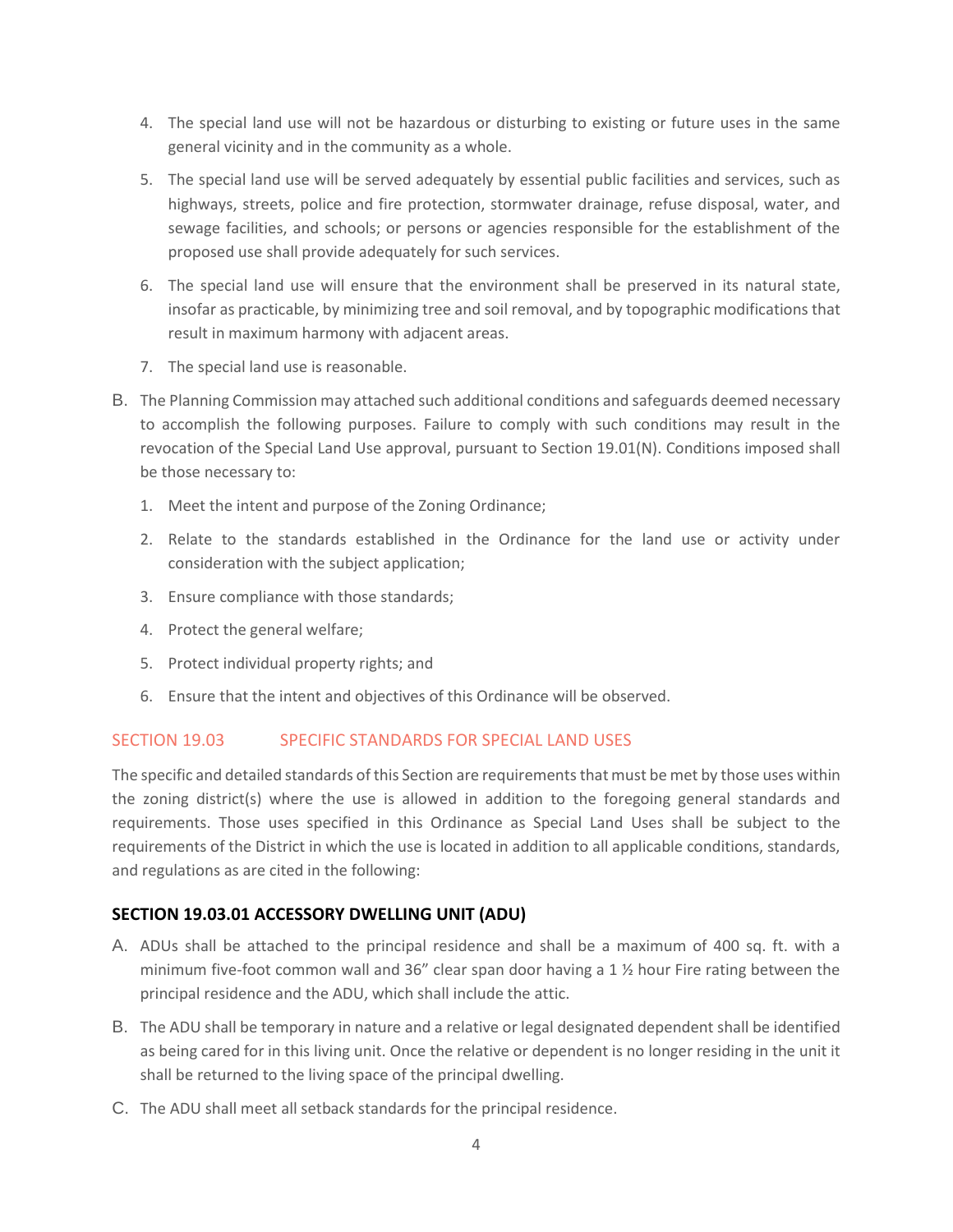4. The special land use will not be hazardous or disturbing to existing or future uses in the same general vicinity and in the community as a whole.
5. The special land use will be served adequately by essential public facilities and services, such as highways, streets, police and fire protection, stormwater drainage, refuse disposal, water, and sewage facilities, and schools; or persons or agencies responsible for the establishment of the proposed use shall provide adequately for such services.
6. The special land use will ensure that the environment shall be preserved in its natural state, insofar as practicable, by minimizing tree and soil removal, and by topographic modifications that result in maximum harmony with adjacent areas.
7. The special land use is reasonable.

B. The Planning Commission may attached such additional conditions and safeguards deemed necessary to accomplish the following purposes. Failure to comply with such conditions may result in the revocation of the Special Land Use approval, pursuant to Section 19.01(N). Conditions imposed shall be those necessary to:

1. Meet the intent and purpose of the Zoning Ordinance;
2. Relate to the standards established in the Ordinance for the land use or activity under consideration with the subject application;
3. Ensure compliance with those standards;
4. Protect the general welfare;
5. Protect individual property rights; and
6. Ensure that the intent and objectives of this Ordinance will be observed.

## SECTION 19.03 SPECIFIC STANDARDS FOR SPECIAL LAND USES

The specific and detailed standards of this Section are requirements that must be met by those uses within the zoning district(s) where the use is allowed in addition to the foregoing general standards and requirements. Those uses specified in this Ordinance as Special Land Uses shall be subject to the requirements of the District in which the use is located in addition to all applicable conditions, standards, and regulations as are cited in the following:

### SECTION 19.03.01 ACCESSORY DWELLING UNIT (ADU)

A. ADUs shall be attached to the principal residence and shall be a maximum of 400 sq. ft. with a minimum five-foot common wall and 36" clear span door having a 1 ½ hour Fire rating between the principal residence and the ADU, which shall include the attic.

B. The ADU shall be temporary in nature and a relative or legal designated dependent shall be identified as being cared for in this living unit. Once the relative or dependent is no longer residing in the unit it shall be returned to the living space of the principal dwelling.

C. The ADU shall meet all setback standards for the principal residence.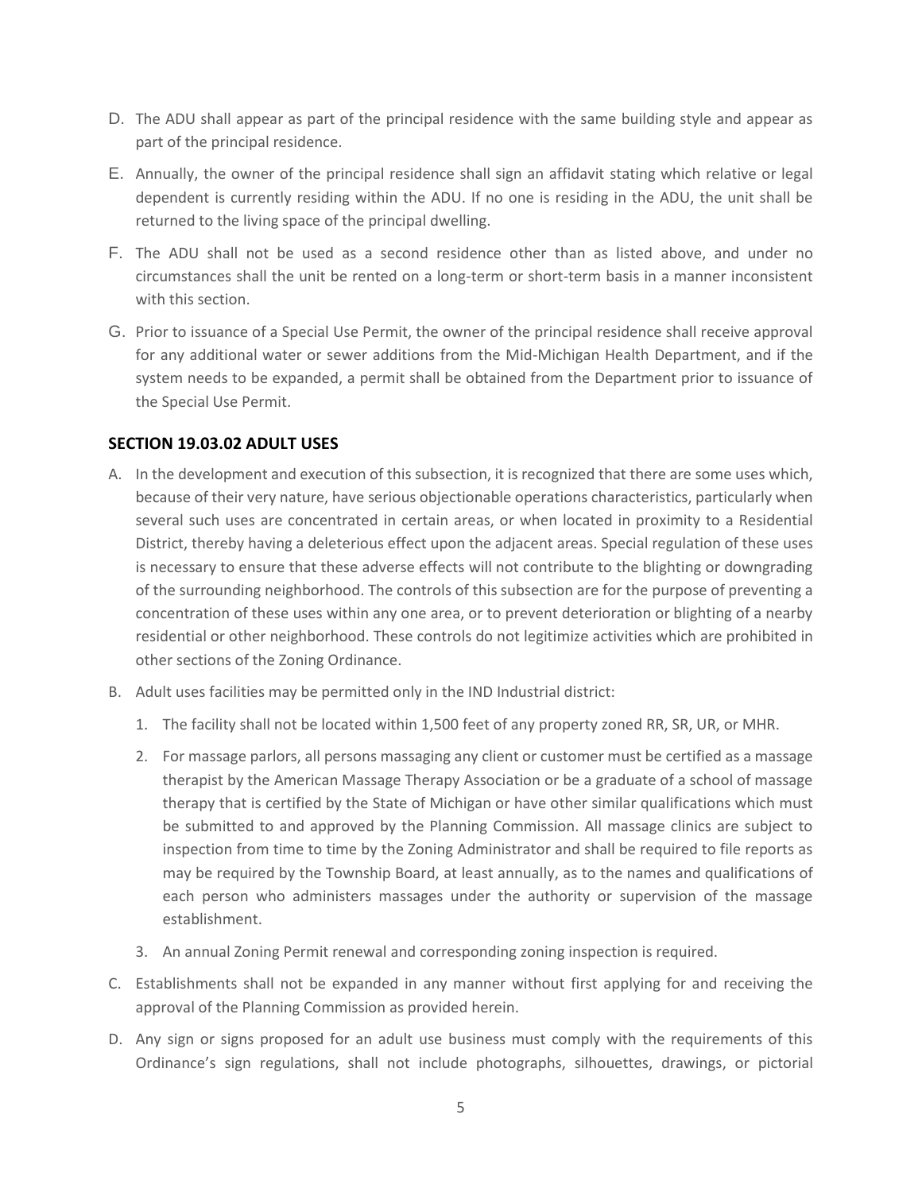D. The ADU shall appear as part of the principal residence with the same building style and appear as part of the principal residence.

E. Annually, the owner of the principal residence shall sign an affidavit stating which relative or legal dependent is currently residing within the ADU. If no one is residing in the ADU, the unit shall be returned to the living space of the principal dwelling.

F. The ADU shall not be used as a second residence other than as listed above, and under no circumstances shall the unit be rented on a long-term or short-term basis in a manner inconsistent with this section.

G. Prior to issuance of a Special Use Permit, the owner of the principal residence shall receive approval for any additional water or sewer additions from the Mid-Michigan Health Department, and if the system needs to be expanded, a permit shall be obtained from the Department prior to issuance of the Special Use Permit.

## SECTION 19.03.02 ADULT USES

A. In the development and execution of this subsection, it is recognized that there are some uses which, because of their very nature, have serious objectionable operations characteristics, particularly when several such uses are concentrated in certain areas, or when located in proximity to a Residential District, thereby having a deleterious effect upon the adjacent areas. Special regulation of these uses is necessary to ensure that these adverse effects will not contribute to the blighting or downgrading of the surrounding neighborhood. The controls of this subsection are for the purpose of preventing a concentration of these uses within any one area, or to prevent deterioration or blighting of a nearby residential or other neighborhood. These controls do not legitimize activities which are prohibited in other sections of the Zoning Ordinance.

B. Adult uses facilities may be permitted only in the IND Industrial district:

   1. The facility shall not be located within 1,500 feet of any property zoned RR, SR, UR, or MHR.

   2. For massage parlors, all persons massaging any client or customer must be certified as a massage therapist by the American Massage Therapy Association or be a graduate of a school of massage therapy that is certified by the State of Michigan or have other similar qualifications which must be submitted to and approved by the Planning Commission. All massage clinics are subject to inspection from time to time by the Zoning Administrator and shall be required to file reports as may be required by the Township Board, at least annually, as to the names and qualifications of each person who administers massages under the authority or supervision of the massage establishment.

   3. An annual Zoning Permit renewal and corresponding zoning inspection is required.

C. Establishments shall not be expanded in any manner without first applying for and receiving the approval of the Planning Commission as provided herein.

D. Any sign or signs proposed for an adult use business must comply with the requirements of this Ordinance's sign regulations, shall not include photographs, silhouettes, drawings, or pictorial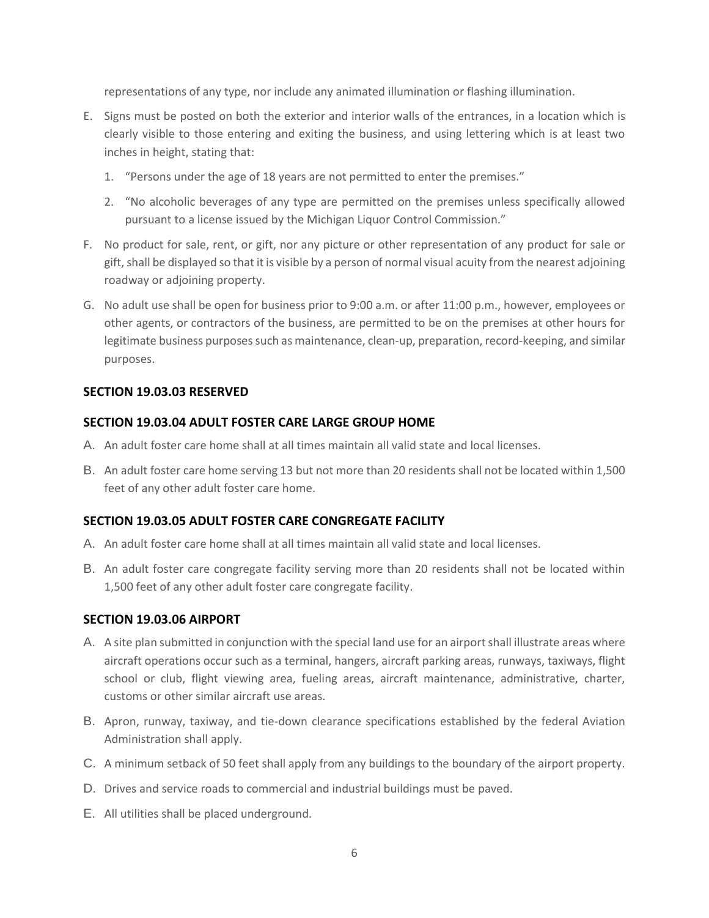representations of any type, nor include any animated illumination or flashing illumination.

E. Signs must be posted on both the exterior and interior walls of the entrances, in a location which is clearly visible to those entering and exiting the business, and using lettering which is at least two inches in height, stating that:

   1. "Persons under the age of 18 years are not permitted to enter the premises."
   2. "No alcoholic beverages of any type are permitted on the premises unless specifically allowed pursuant to a license issued by the Michigan Liquor Control Commission."

F. No product for sale, rent, or gift, nor any picture or other representation of any product for sale or gift, shall be displayed so that it is visible by a person of normal visual acuity from the nearest adjoining roadway or adjoining property.

G. No adult use shall be open for business prior to 9:00 a.m. or after 11:00 p.m., however, employees or other agents, or contractors of the business, are permitted to be on the premises at other hours for legitimate business purposes such as maintenance, clean-up, preparation, record-keeping, and similar purposes.

### SECTION 19.03.03 RESERVED

### SECTION 19.03.04 ADULT FOSTER CARE LARGE GROUP HOME

A. An adult foster care home shall at all times maintain all valid state and local licenses.

B. An adult foster care home serving 13 but not more than 20 residents shall not be located within 1,500 feet of any other adult foster care home.

### SECTION 19.03.05 ADULT FOSTER CARE CONGREGATE FACILITY

A. An adult foster care home shall at all times maintain all valid state and local licenses.

B. An adult foster care congregate facility serving more than 20 residents shall not be located within 1,500 feet of any other adult foster care congregate facility.

### SECTION 19.03.06 AIRPORT

A. A site plan submitted in conjunction with the special land use for an airport shall illustrate areas where aircraft operations occur such as a terminal, hangers, aircraft parking areas, runways, taxiways, flight school or club, flight viewing area, fueling areas, aircraft maintenance, administrative, charter, customs or other similar aircraft use areas.

B. Apron, runway, taxiway, and tie-down clearance specifications established by the federal Aviation Administration shall apply.

C. A minimum setback of 50 feet shall apply from any buildings to the boundary of the airport property.

D. Drives and service roads to commercial and industrial buildings must be paved.

E. All utilities shall be placed underground.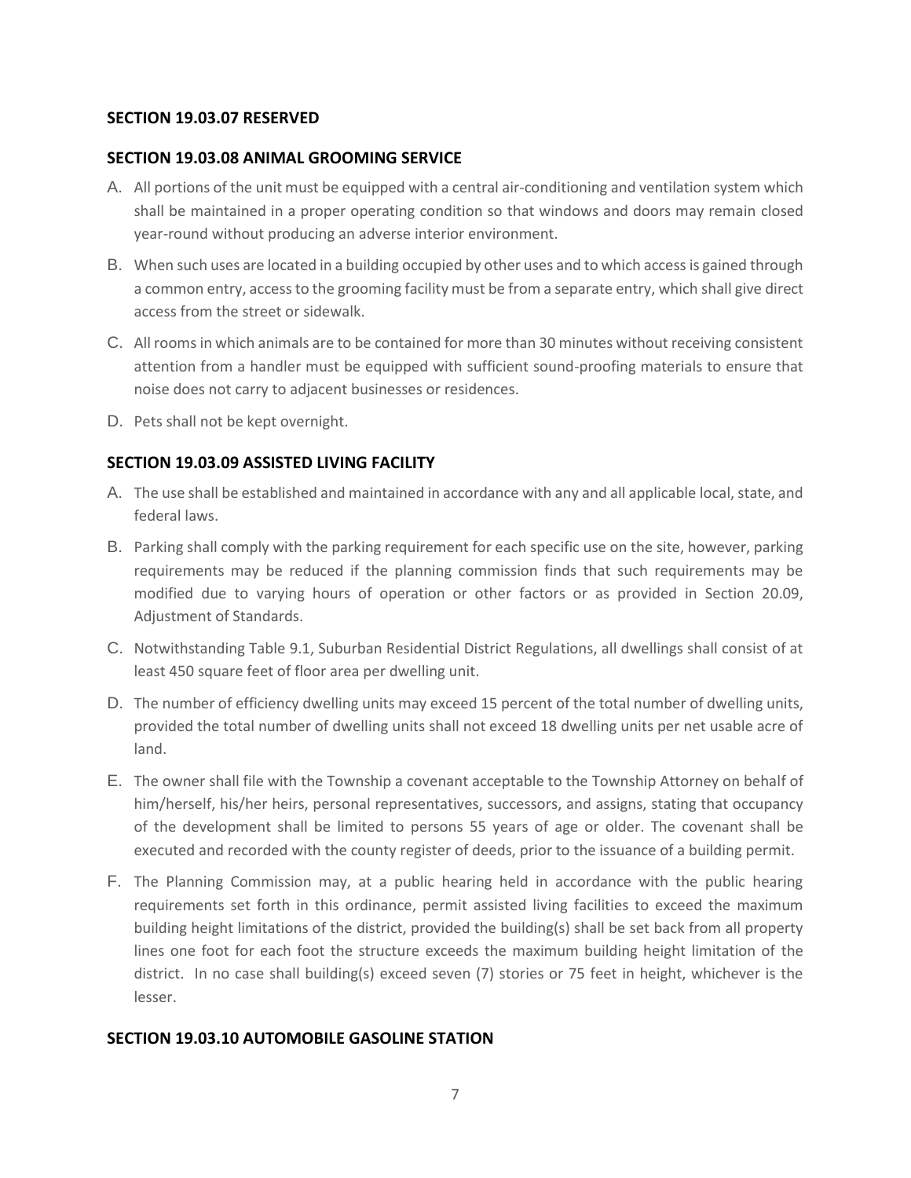### SECTION 19.03.07 RESERVED

### SECTION 19.03.08 ANIMAL GROOMING SERVICE

A. All portions of the unit must be equipped with a central air-conditioning and ventilation system which shall be maintained in a proper operating condition so that windows and doors may remain closed year-round without producing an adverse interior environment.

B. When such uses are located in a building occupied by other uses and to which access is gained through a common entry, access to the grooming facility must be from a separate entry, which shall give direct access from the street or sidewalk.

C. All rooms in which animals are to be contained for more than 30 minutes without receiving consistent attention from a handler must be equipped with sufficient sound-proofing materials to ensure that noise does not carry to adjacent businesses or residences.

D. Pets shall not be kept overnight.

### SECTION 19.03.09 ASSISTED LIVING FACILITY

A. The use shall be established and maintained in accordance with any and all applicable local, state, and federal laws.

B. Parking shall comply with the parking requirement for each specific use on the site, however, parking requirements may be reduced if the planning commission finds that such requirements may be modified due to varying hours of operation or other factors or as provided in Section 20.09, Adjustment of Standards.

C. Notwithstanding Table 9.1, Suburban Residential District Regulations, all dwellings shall consist of at least 450 square feet of floor area per dwelling unit.

D. The number of efficiency dwelling units may exceed 15 percent of the total number of dwelling units, provided the total number of dwelling units shall not exceed 18 dwelling units per net usable acre of land.

E. The owner shall file with the Township a covenant acceptable to the Township Attorney on behalf of him/herself, his/her heirs, personal representatives, successors, and assigns, stating that occupancy of the development shall be limited to persons 55 years of age or older. The covenant shall be executed and recorded with the county register of deeds, prior to the issuance of a building permit.

F. The Planning Commission may, at a public hearing held in accordance with the public hearing requirements set forth in this ordinance, permit assisted living facilities to exceed the maximum building height limitations of the district, provided the building(s) shall be set back from all property lines one foot for each foot the structure exceeds the maximum building height limitation of the district. In no case shall building(s) exceed seven (7) stories or 75 feet in height, whichever is the lesser.

### SECTION 19.03.10 AUTOMOBILE GASOLINE STATION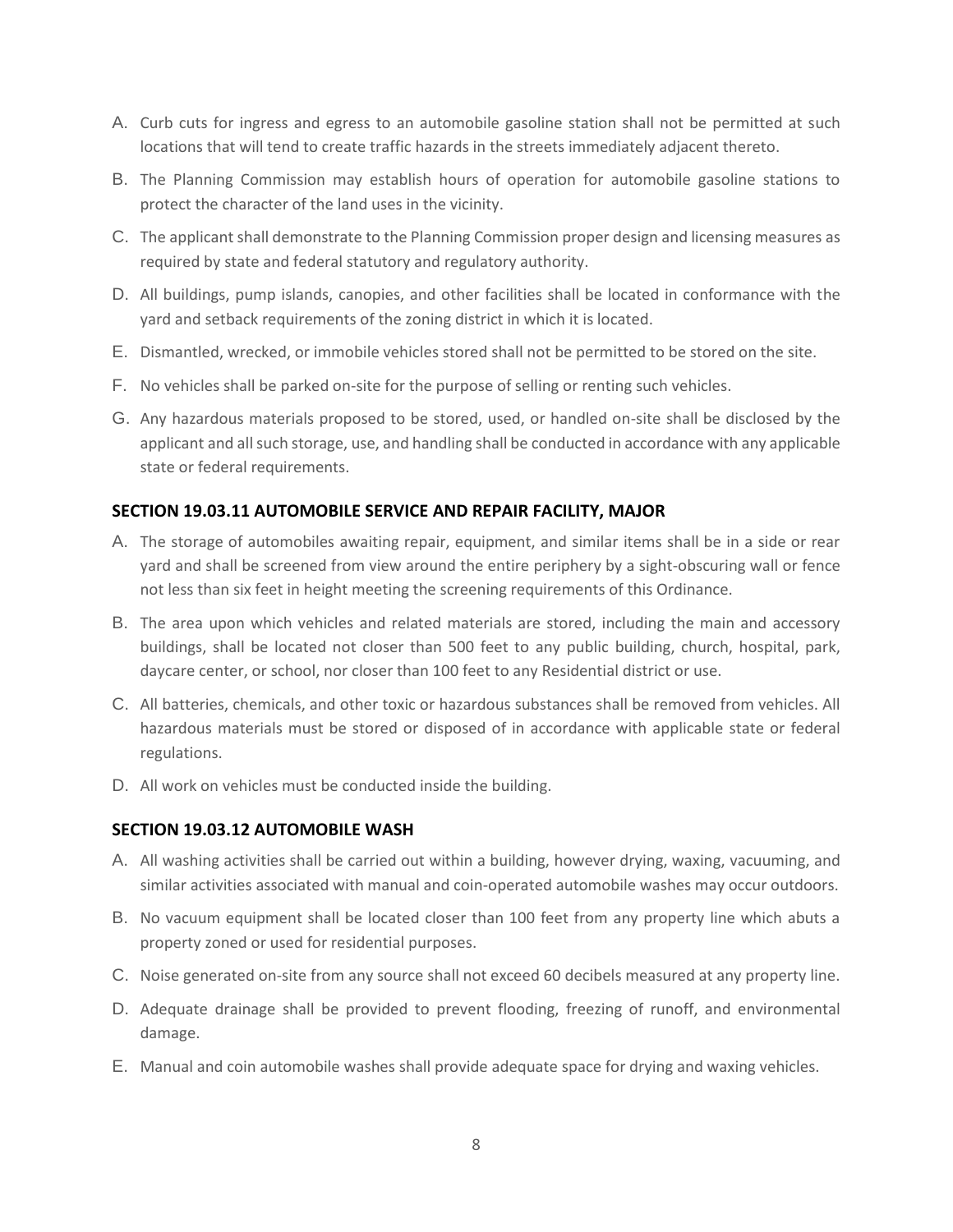A. Curb cuts for ingress and egress to an automobile gasoline station shall not be permitted at such locations that will tend to create traffic hazards in the streets immediately adjacent thereto.

B. The Planning Commission may establish hours of operation for automobile gasoline stations to protect the character of the land uses in the vicinity.

C. The applicant shall demonstrate to the Planning Commission proper design and licensing measures as required by state and federal statutory and regulatory authority.

D. All buildings, pump islands, canopies, and other facilities shall be located in conformance with the yard and setback requirements of the zoning district in which it is located.

E. Dismantled, wrecked, or immobile vehicles stored shall not be permitted to be stored on the site.

F. No vehicles shall be parked on-site for the purpose of selling or renting such vehicles.

G. Any hazardous materials proposed to be stored, used, or handled on-site shall be disclosed by the applicant and all such storage, use, and handling shall be conducted in accordance with any applicable state or federal requirements.

### SECTION 19.03.11 AUTOMOBILE SERVICE AND REPAIR FACILITY, MAJOR

A. The storage of automobiles awaiting repair, equipment, and similar items shall be in a side or rear yard and shall be screened from view around the entire periphery by a sight-obscuring wall or fence not less than six feet in height meeting the screening requirements of this Ordinance.

B. The area upon which vehicles and related materials are stored, including the main and accessory buildings, shall be located not closer than 500 feet to any public building, church, hospital, park, daycare center, or school, nor closer than 100 feet to any Residential district or use.

C. All batteries, chemicals, and other toxic or hazardous substances shall be removed from vehicles. All hazardous materials must be stored or disposed of in accordance with applicable state or federal regulations.

D. All work on vehicles must be conducted inside the building.

### SECTION 19.03.12 AUTOMOBILE WASH

A. All washing activities shall be carried out within a building, however drying, waxing, vacuuming, and similar activities associated with manual and coin-operated automobile washes may occur outdoors.

B. No vacuum equipment shall be located closer than 100 feet from any property line which abuts a property zoned or used for residential purposes.

C. Noise generated on-site from any source shall not exceed 60 decibels measured at any property line.

D. Adequate drainage shall be provided to prevent flooding, freezing of runoff, and environmental damage.

E. Manual and coin automobile washes shall provide adequate space for drying and waxing vehicles.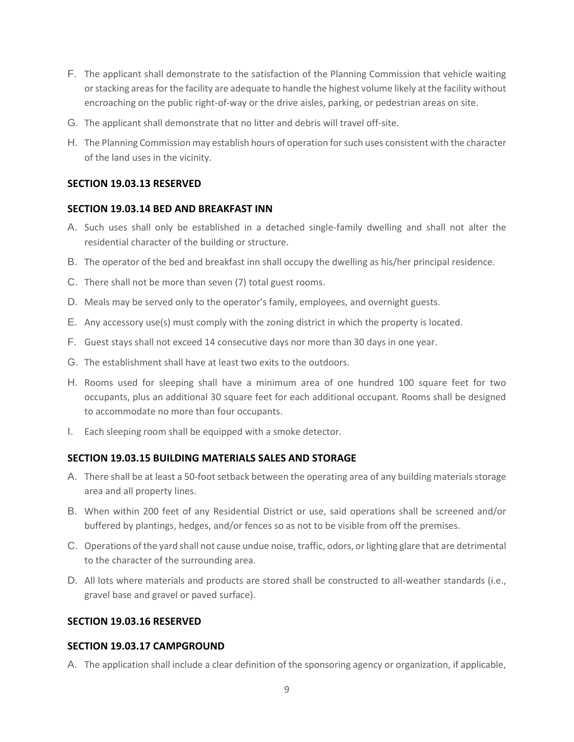F. The applicant shall demonstrate to the satisfaction of the Planning Commission that vehicle waiting or stacking areas for the facility are adequate to handle the highest volume likely at the facility without encroaching on the public right-of-way or the drive aisles, parking, or pedestrian areas on site.

G. The applicant shall demonstrate that no litter and debris will travel off-site.

H. The Planning Commission may establish hours of operation for such uses consistent with the character of the land uses in the vicinity.

### SECTION 19.03.13 RESERVED

### SECTION 19.03.14 BED AND BREAKFAST INN

A. Such uses shall only be established in a detached single-family dwelling and shall not alter the residential character of the building or structure.

B. The operator of the bed and breakfast inn shall occupy the dwelling as his/her principal residence.

C. There shall not be more than seven (7) total guest rooms.

D. Meals may be served only to the operator's family, employees, and overnight guests.

E. Any accessory use(s) must comply with the zoning district in which the property is located.

F. Guest stays shall not exceed 14 consecutive days nor more than 30 days in one year.

G. The establishment shall have at least two exits to the outdoors.

H. Rooms used for sleeping shall have a minimum area of one hundred 100 square feet for two occupants, plus an additional 30 square feet for each additional occupant. Rooms shall be designed to accommodate no more than four occupants.

I. Each sleeping room shall be equipped with a smoke detector.

### SECTION 19.03.15 BUILDING MATERIALS SALES AND STORAGE

A. There shall be at least a 50-foot setback between the operating area of any building materials storage area and all property lines.

B. When within 200 feet of any Residential District or use, said operations shall be screened and/or buffered by plantings, hedges, and/or fences so as not to be visible from off the premises.

C. Operations of the yard shall not cause undue noise, traffic, odors, or lighting glare that are detrimental to the character of the surrounding area.

D. All lots where materials and products are stored shall be constructed to all-weather standards (i.e., gravel base and gravel or paved surface).

### SECTION 19.03.16 RESERVED

### SECTION 19.03.17 CAMPGROUND

A. The application shall include a clear definition of the sponsoring agency or organization, if applicable,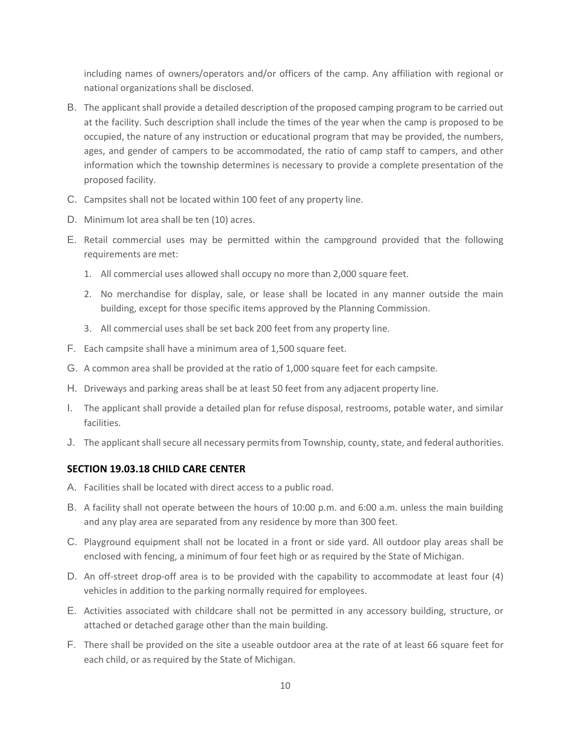including names of owners/operators and/or officers of the camp. Any affiliation with regional or national organizations shall be disclosed.

B. The applicant shall provide a detailed description of the proposed camping program to be carried out at the facility. Such description shall include the times of the year when the camp is proposed to be occupied, the nature of any instruction or educational program that may be provided, the numbers, ages, and gender of campers to be accommodated, the ratio of camp staff to campers, and other information which the township determines is necessary to provide a complete presentation of the proposed facility.

C. Campsites shall not be located within 100 feet of any property line.

D. Minimum lot area shall be ten (10) acres.

E. Retail commercial uses may be permitted within the campground provided that the following requirements are met:

   1. All commercial uses allowed shall occupy no more than 2,000 square feet.
   2. No merchandise for display, sale, or lease shall be located in any manner outside the main building, except for those specific items approved by the Planning Commission.
   3. All commercial uses shall be set back 200 feet from any property line.

F. Each campsite shall have a minimum area of 1,500 square feet.

G. A common area shall be provided at the ratio of 1,000 square feet for each campsite.

H. Driveways and parking areas shall be at least 50 feet from any adjacent property line.

I. The applicant shall provide a detailed plan for refuse disposal, restrooms, potable water, and similar facilities.

J. The applicant shall secure all necessary permits from Township, county, state, and federal authorities.

### SECTION 19.03.18 CHILD CARE CENTER

A. Facilities shall be located with direct access to a public road.

B. A facility shall not operate between the hours of 10:00 p.m. and 6:00 a.m. unless the main building and any play area are separated from any residence by more than 300 feet.

C. Playground equipment shall not be located in a front or side yard. All outdoor play areas shall be enclosed with fencing, a minimum of four feet high or as required by the State of Michigan.

D. An off-street drop-off area is to be provided with the capability to accommodate at least four (4) vehicles in addition to the parking normally required for employees.

E. Activities associated with childcare shall not be permitted in any accessory building, structure, or attached or detached garage other than the main building.

F. There shall be provided on the site a useable outdoor area at the rate of at least 66 square feet for each child, or as required by the State of Michigan.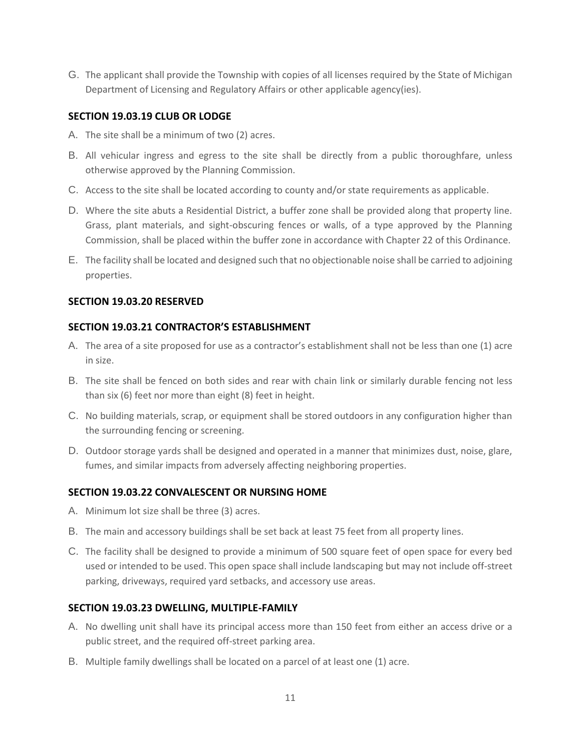G. The applicant shall provide the Township with copies of all licenses required by the State of Michigan Department of Licensing and Regulatory Affairs or other applicable agency(ies).

### SECTION 19.03.19 CLUB OR LODGE

A. The site shall be a minimum of two (2) acres.

B. All vehicular ingress and egress to the site shall be directly from a public thoroughfare, unless otherwise approved by the Planning Commission.

C. Access to the site shall be located according to county and/or state requirements as applicable.

D. Where the site abuts a Residential District, a buffer zone shall be provided along that property line. Grass, plant materials, and sight-obscuring fences or walls, of a type approved by the Planning Commission, shall be placed within the buffer zone in accordance with Chapter 22 of this Ordinance.

E. The facility shall be located and designed such that no objectionable noise shall be carried to adjoining properties.

### SECTION 19.03.20 RESERVED

### SECTION 19.03.21 CONTRACTOR'S ESTABLISHMENT

A. The area of a site proposed for use as a contractor's establishment shall not be less than one (1) acre in size.

B. The site shall be fenced on both sides and rear with chain link or similarly durable fencing not less than six (6) feet nor more than eight (8) feet in height.

C. No building materials, scrap, or equipment shall be stored outdoors in any configuration higher than the surrounding fencing or screening.

D. Outdoor storage yards shall be designed and operated in a manner that minimizes dust, noise, glare, fumes, and similar impacts from adversely affecting neighboring properties.

### SECTION 19.03.22 CONVALESCENT OR NURSING HOME

A. Minimum lot size shall be three (3) acres.

B. The main and accessory buildings shall be set back at least 75 feet from all property lines.

C. The facility shall be designed to provide a minimum of 500 square feet of open space for every bed used or intended to be used. This open space shall include landscaping but may not include off-street parking, driveways, required yard setbacks, and accessory use areas.

### SECTION 19.03.23 DWELLING, MULTIPLE-FAMILY

A. No dwelling unit shall have its principal access more than 150 feet from either an access drive or a public street, and the required off-street parking area.

B. Multiple family dwellings shall be located on a parcel of at least one (1) acre.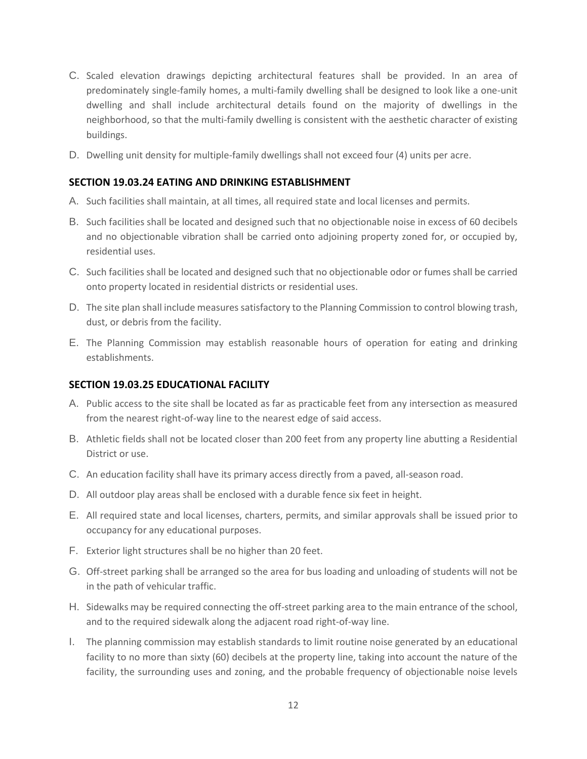C. Scaled elevation drawings depicting architectural features shall be provided. In an area of predominately single-family homes, a multi-family dwelling shall be designed to look like a one-unit dwelling and shall include architectural details found on the majority of dwellings in the neighborhood, so that the multi-family dwelling is consistent with the aesthetic character of existing buildings.

D. Dwelling unit density for multiple-family dwellings shall not exceed four (4) units per acre.

### SECTION 19.03.24 EATING AND DRINKING ESTABLISHMENT

A. Such facilities shall maintain, at all times, all required state and local licenses and permits.

B. Such facilities shall be located and designed such that no objectionable noise in excess of 60 decibels and no objectionable vibration shall be carried onto adjoining property zoned for, or occupied by, residential uses.

C. Such facilities shall be located and designed such that no objectionable odor or fumes shall be carried onto property located in residential districts or residential uses.

D. The site plan shall include measures satisfactory to the Planning Commission to control blowing trash, dust, or debris from the facility.

E. The Planning Commission may establish reasonable hours of operation for eating and drinking establishments.

### SECTION 19.03.25 EDUCATIONAL FACILITY

A. Public access to the site shall be located as far as practicable feet from any intersection as measured from the nearest right-of-way line to the nearest edge of said access.

B. Athletic fields shall not be located closer than 200 feet from any property line abutting a Residential District or use.

C. An education facility shall have its primary access directly from a paved, all-season road.

D. All outdoor play areas shall be enclosed with a durable fence six feet in height.

E. All required state and local licenses, charters, permits, and similar approvals shall be issued prior to occupancy for any educational purposes.

F. Exterior light structures shall be no higher than 20 feet.

G. Off-street parking shall be arranged so the area for bus loading and unloading of students will not be in the path of vehicular traffic.

H. Sidewalks may be required connecting the off-street parking area to the main entrance of the school, and to the required sidewalk along the adjacent road right-of-way line.

I. The planning commission may establish standards to limit routine noise generated by an educational facility to no more than sixty (60) decibels at the property line, taking into account the nature of the facility, the surrounding uses and zoning, and the probable frequency of objectionable noise levels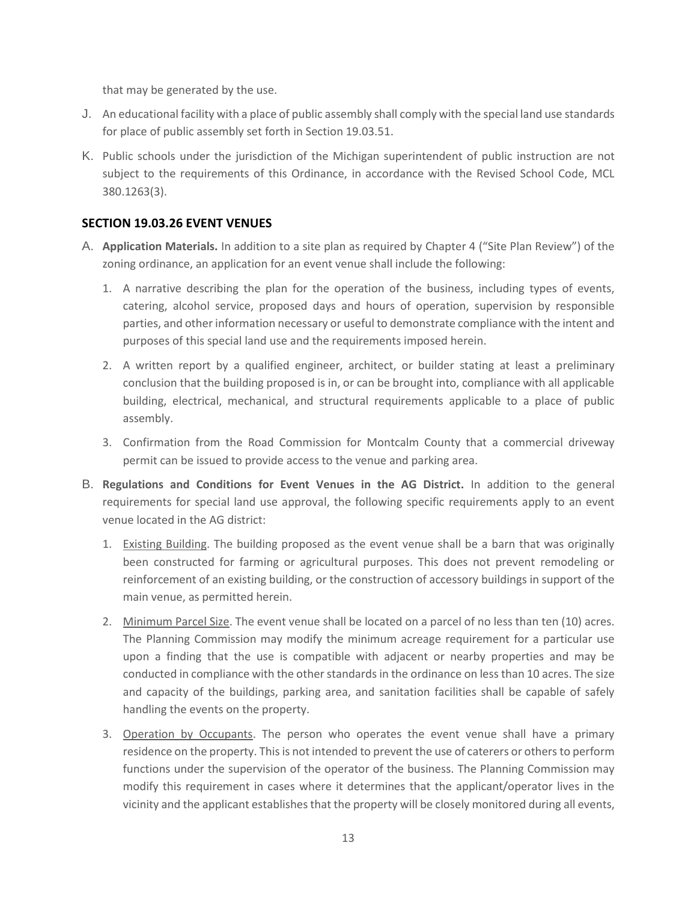that may be generated by the use.

J. An educational facility with a place of public assembly shall comply with the special land use standards for place of public assembly set forth in Section 19.03.51.

K. Public schools under the jurisdiction of the Michigan superintendent of public instruction are not subject to the requirements of this Ordinance, in accordance with the Revised School Code, MCL 380.1263(3).

### SECTION 19.03.26 EVENT VENUES

A. **Application Materials.** In addition to a site plan as required by Chapter 4 ("Site Plan Review") of the zoning ordinance, an application for an event venue shall include the following:

1. A narrative describing the plan for the operation of the business, including types of events, catering, alcohol service, proposed days and hours of operation, supervision by responsible parties, and other information necessary or useful to demonstrate compliance with the intent and purposes of this special land use and the requirements imposed herein.
2. A written report by a qualified engineer, architect, or builder stating at least a preliminary conclusion that the building proposed is in, or can be brought into, compliance with all applicable building, electrical, mechanical, and structural requirements applicable to a place of public assembly.
3. Confirmation from the Road Commission for Montcalm County that a commercial driveway permit can be issued to provide access to the venue and parking area.

B. **Regulations and Conditions for Event Venues in the AG District.** In addition to the general requirements for special land use approval, the following specific requirements apply to an event venue located in the AG district:

1. Existing Building. The building proposed as the event venue shall be a barn that was originally been constructed for farming or agricultural purposes. This does not prevent remodeling or reinforcement of an existing building, or the construction of accessory buildings in support of the main venue, as permitted herein.
2. Minimum Parcel Size. The event venue shall be located on a parcel of no less than ten (10) acres. The Planning Commission may modify the minimum acreage requirement for a particular use upon a finding that the use is compatible with adjacent or nearby properties and may be conducted in compliance with the other standards in the ordinance on less than 10 acres. The size and capacity of the buildings, parking area, and sanitation facilities shall be capable of safely handling the events on the property.
3. Operation by Occupants. The person who operates the event venue shall have a primary residence on the property. This is not intended to prevent the use of caterers or others to perform functions under the supervision of the operator of the business. The Planning Commission may modify this requirement in cases where it determines that the applicant/operator lives in the vicinity and the applicant establishes that the property will be closely monitored during all events,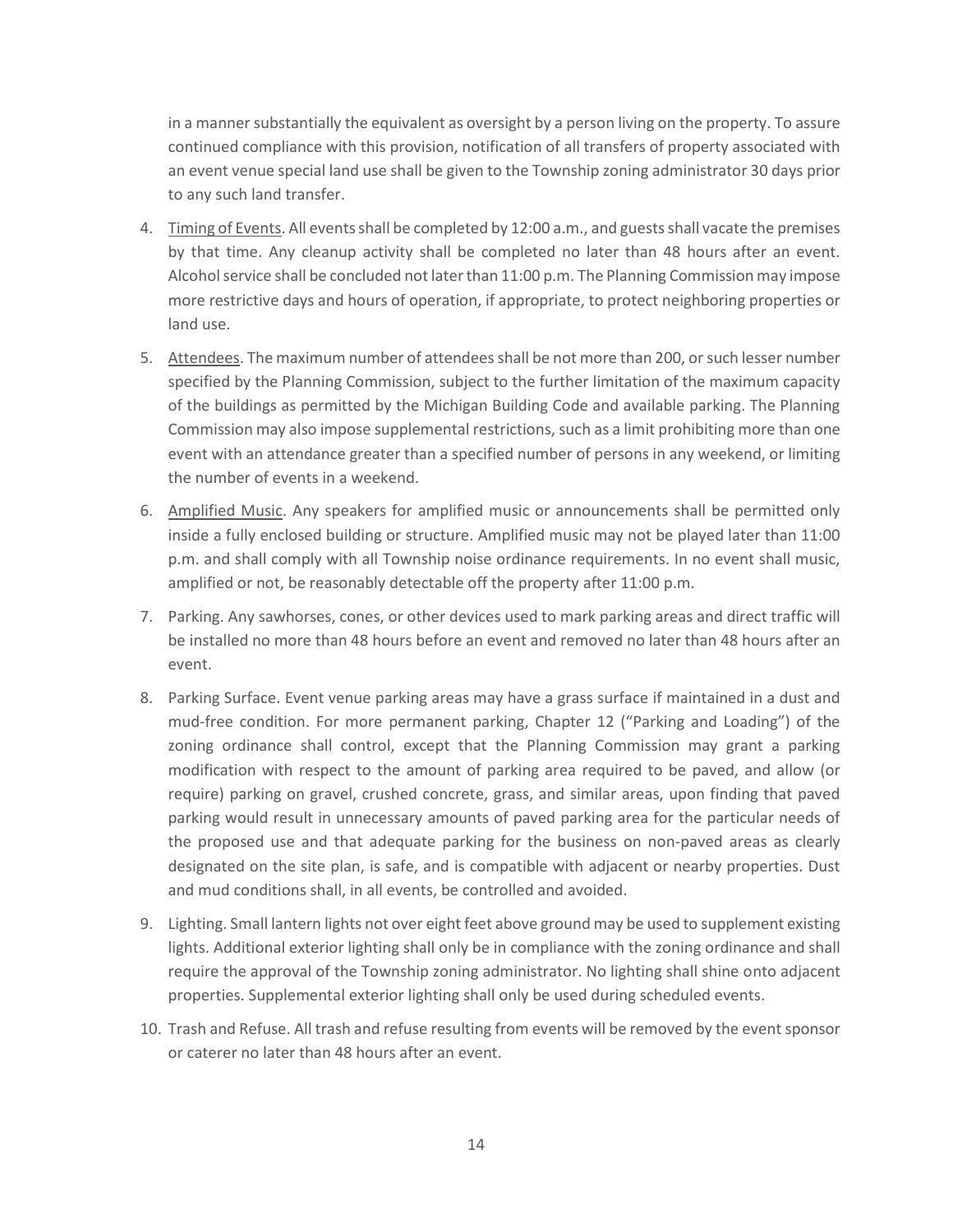in a manner substantially the equivalent as oversight by a person living on the property. To assure continued compliance with this provision, notification of all transfers of property associated with an event venue special land use shall be given to the Township zoning administrator 30 days prior to any such land transfer.

4. Timing of Events. All events shall be completed by 12:00 a.m., and guests shall vacate the premises by that time. Any cleanup activity shall be completed no later than 48 hours after an event. Alcohol service shall be concluded not later than 11:00 p.m. The Planning Commission may impose more restrictive days and hours of operation, if appropriate, to protect neighboring properties or land use.

5. Attendees. The maximum number of attendees shall be not more than 200, or such lesser number specified by the Planning Commission, subject to the further limitation of the maximum capacity of the buildings as permitted by the Michigan Building Code and available parking. The Planning Commission may also impose supplemental restrictions, such as a limit prohibiting more than one event with an attendance greater than a specified number of persons in any weekend, or limiting the number of events in a weekend.

6. Amplified Music. Any speakers for amplified music or announcements shall be permitted only inside a fully enclosed building or structure. Amplified music may not be played later than 11:00 p.m. and shall comply with all Township noise ordinance requirements. In no event shall music, amplified or not, be reasonably detectable off the property after 11:00 p.m.

7. Parking. Any sawhorses, cones, or other devices used to mark parking areas and direct traffic will be installed no more than 48 hours before an event and removed no later than 48 hours after an event.

8. Parking Surface. Event venue parking areas may have a grass surface if maintained in a dust and mud-free condition. For more permanent parking, Chapter 12 ("Parking and Loading") of the zoning ordinance shall control, except that the Planning Commission may grant a parking modification with respect to the amount of parking area required to be paved, and allow (or require) parking on gravel, crushed concrete, grass, and similar areas, upon finding that paved parking would result in unnecessary amounts of paved parking area for the particular needs of the proposed use and that adequate parking for the business on non-paved areas as clearly designated on the site plan, is safe, and is compatible with adjacent or nearby properties. Dust and mud conditions shall, in all events, be controlled and avoided.

9. Lighting. Small lantern lights not over eight feet above ground may be used to supplement existing lights. Additional exterior lighting shall only be in compliance with the zoning ordinance and shall require the approval of the Township zoning administrator. No lighting shall shine onto adjacent properties. Supplemental exterior lighting shall only be used during scheduled events.

10. Trash and Refuse. All trash and refuse resulting from events will be removed by the event sponsor or caterer no later than 48 hours after an event.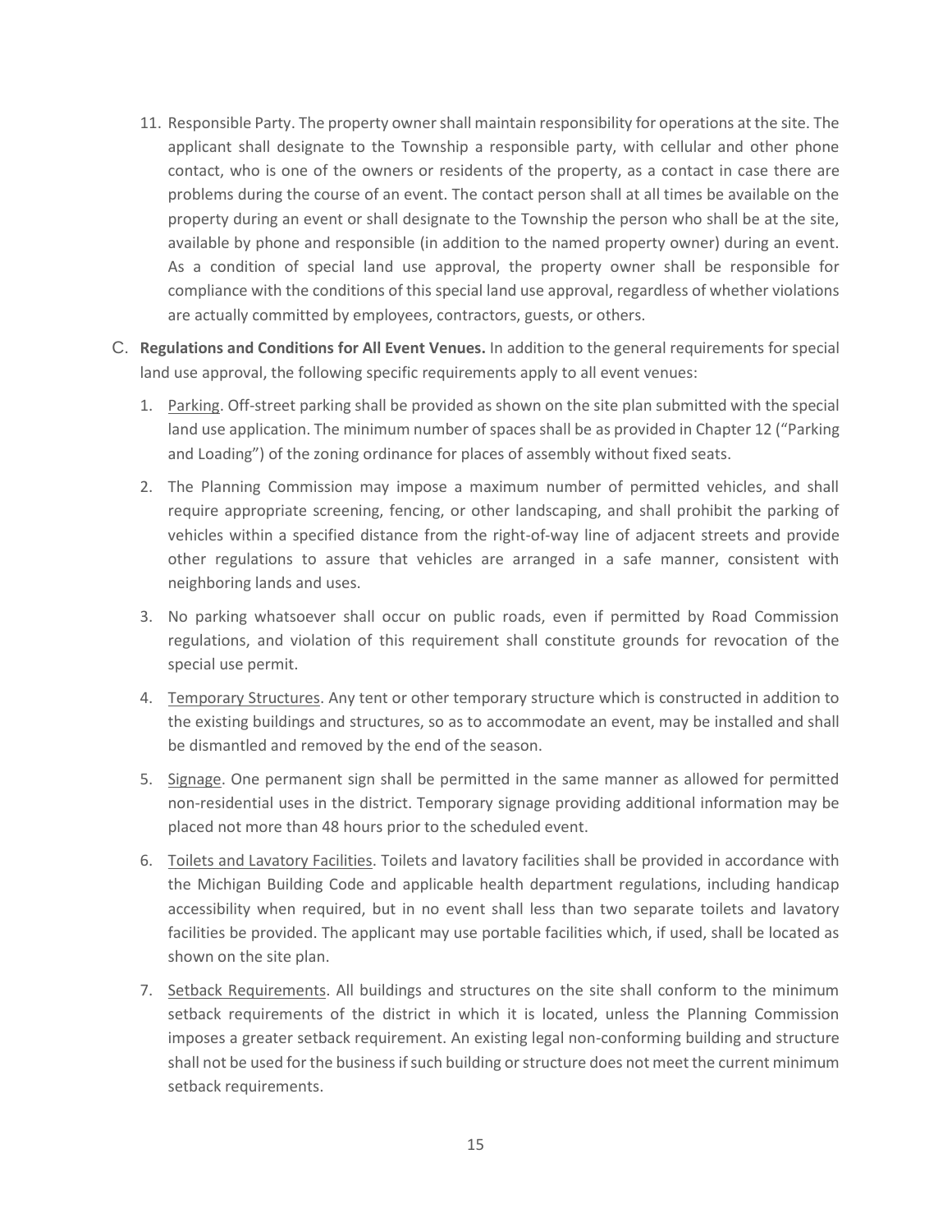11. Responsible Party. The property owner shall maintain responsibility for operations at the site. The applicant shall designate to the Township a responsible party, with cellular and other phone contact, who is one of the owners or residents of the property, as a contact in case there are problems during the course of an event. The contact person shall at all times be available on the property during an event or shall designate to the Township the person who shall be at the site, available by phone and responsible (in addition to the named property owner) during an event. As a condition of special land use approval, the property owner shall be responsible for compliance with the conditions of this special land use approval, regardless of whether violations are actually committed by employees, contractors, guests, or others.

C. **Regulations and Conditions for All Event Venues.** In addition to the general requirements for special land use approval, the following specific requirements apply to all event venues:

1. Parking. Off-street parking shall be provided as shown on the site plan submitted with the special land use application. The minimum number of spaces shall be as provided in Chapter 12 ("Parking and Loading") of the zoning ordinance for places of assembly without fixed seats.
2. The Planning Commission may impose a maximum number of permitted vehicles, and shall require appropriate screening, fencing, or other landscaping, and shall prohibit the parking of vehicles within a specified distance from the right-of-way line of adjacent streets and provide other regulations to assure that vehicles are arranged in a safe manner, consistent with neighboring lands and uses.
3. No parking whatsoever shall occur on public roads, even if permitted by Road Commission regulations, and violation of this requirement shall constitute grounds for revocation of the special use permit.
4. Temporary Structures. Any tent or other temporary structure which is constructed in addition to the existing buildings and structures, so as to accommodate an event, may be installed and shall be dismantled and removed by the end of the season.
5. Signage. One permanent sign shall be permitted in the same manner as allowed for permitted non-residential uses in the district. Temporary signage providing additional information may be placed not more than 48 hours prior to the scheduled event.
6. Toilets and Lavatory Facilities. Toilets and lavatory facilities shall be provided in accordance with the Michigan Building Code and applicable health department regulations, including handicap accessibility when required, but in no event shall less than two separate toilets and lavatory facilities be provided. The applicant may use portable facilities which, if used, shall be located as shown on the site plan.
7. Setback Requirements. All buildings and structures on the site shall conform to the minimum setback requirements of the district in which it is located, unless the Planning Commission imposes a greater setback requirement. An existing legal non-conforming building and structure shall not be used for the business if such building or structure does not meet the current minimum setback requirements.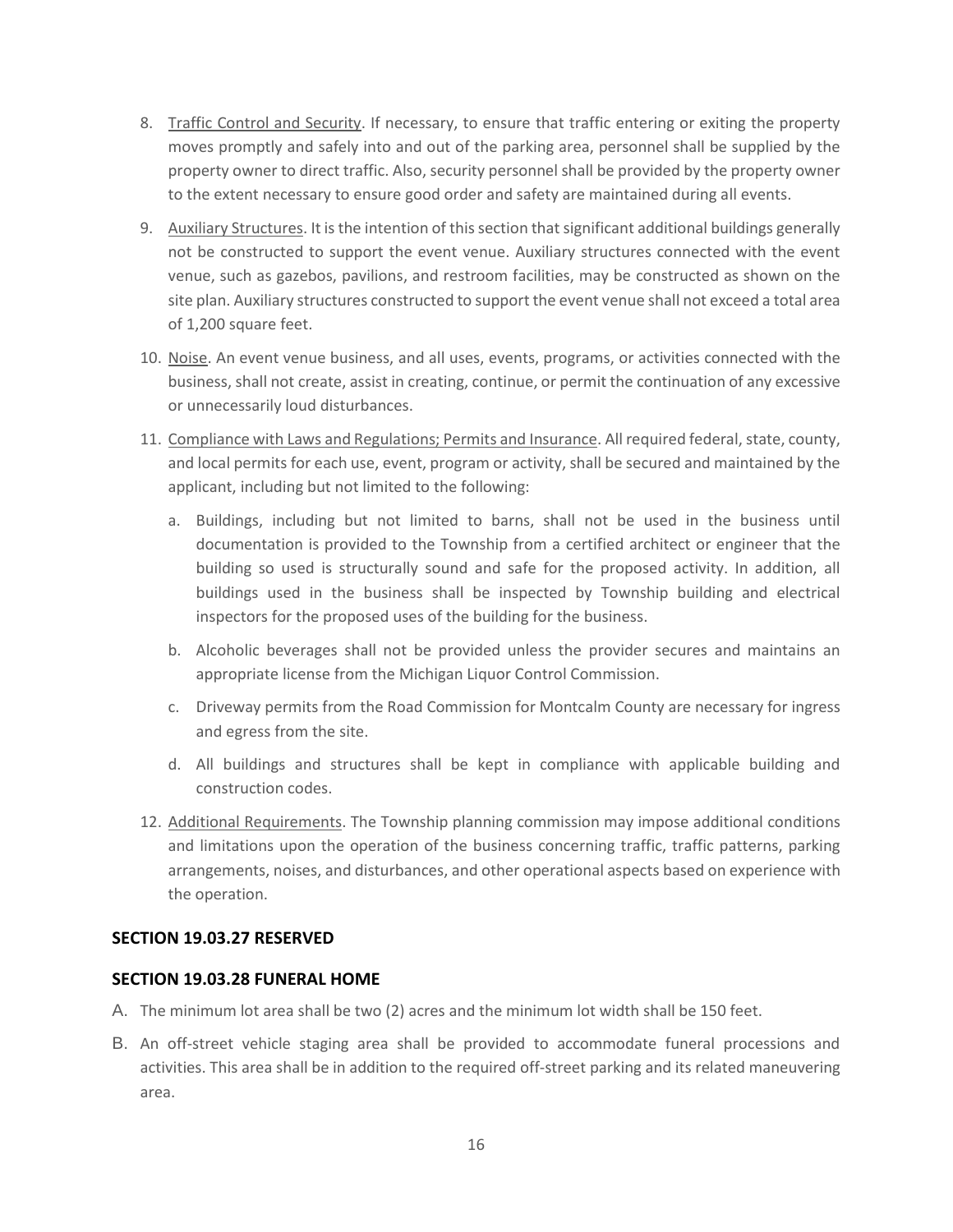8. Traffic Control and Security. If necessary, to ensure that traffic entering or exiting the property moves promptly and safely into and out of the parking area, personnel shall be supplied by the property owner to direct traffic. Also, security personnel shall be provided by the property owner to the extent necessary to ensure good order and safety are maintained during all events.

9. Auxiliary Structures. It is the intention of this section that significant additional buildings generally not be constructed to support the event venue. Auxiliary structures connected with the event venue, such as gazebos, pavilions, and restroom facilities, may be constructed as shown on the site plan. Auxiliary structures constructed to support the event venue shall not exceed a total area of 1,200 square feet.

10. Noise. An event venue business, and all uses, events, programs, or activities connected with the business, shall not create, assist in creating, continue, or permit the continuation of any excessive or unnecessarily loud disturbances.

11. Compliance with Laws and Regulations; Permits and Insurance. All required federal, state, county, and local permits for each use, event, program or activity, shall be secured and maintained by the applicant, including but not limited to the following:

    a. Buildings, including but not limited to barns, shall not be used in the business until documentation is provided to the Township from a certified architect or engineer that the building so used is structurally sound and safe for the proposed activity. In addition, all buildings used in the business shall be inspected by Township building and electrical inspectors for the proposed uses of the building for the business.

    b. Alcoholic beverages shall not be provided unless the provider secures and maintains an appropriate license from the Michigan Liquor Control Commission.

    c. Driveway permits from the Road Commission for Montcalm County are necessary for ingress and egress from the site.

    d. All buildings and structures shall be kept in compliance with applicable building and construction codes.

12. Additional Requirements. The Township planning commission may impose additional conditions and limitations upon the operation of the business concerning traffic, traffic patterns, parking arrangements, noises, and disturbances, and other operational aspects based on experience with the operation.

### SECTION 19.03.27 RESERVED

### SECTION 19.03.28 FUNERAL HOME

A. The minimum lot area shall be two (2) acres and the minimum lot width shall be 150 feet.

B. An off-street vehicle staging area shall be provided to accommodate funeral processions and activities. This area shall be in addition to the required off-street parking and its related maneuvering area.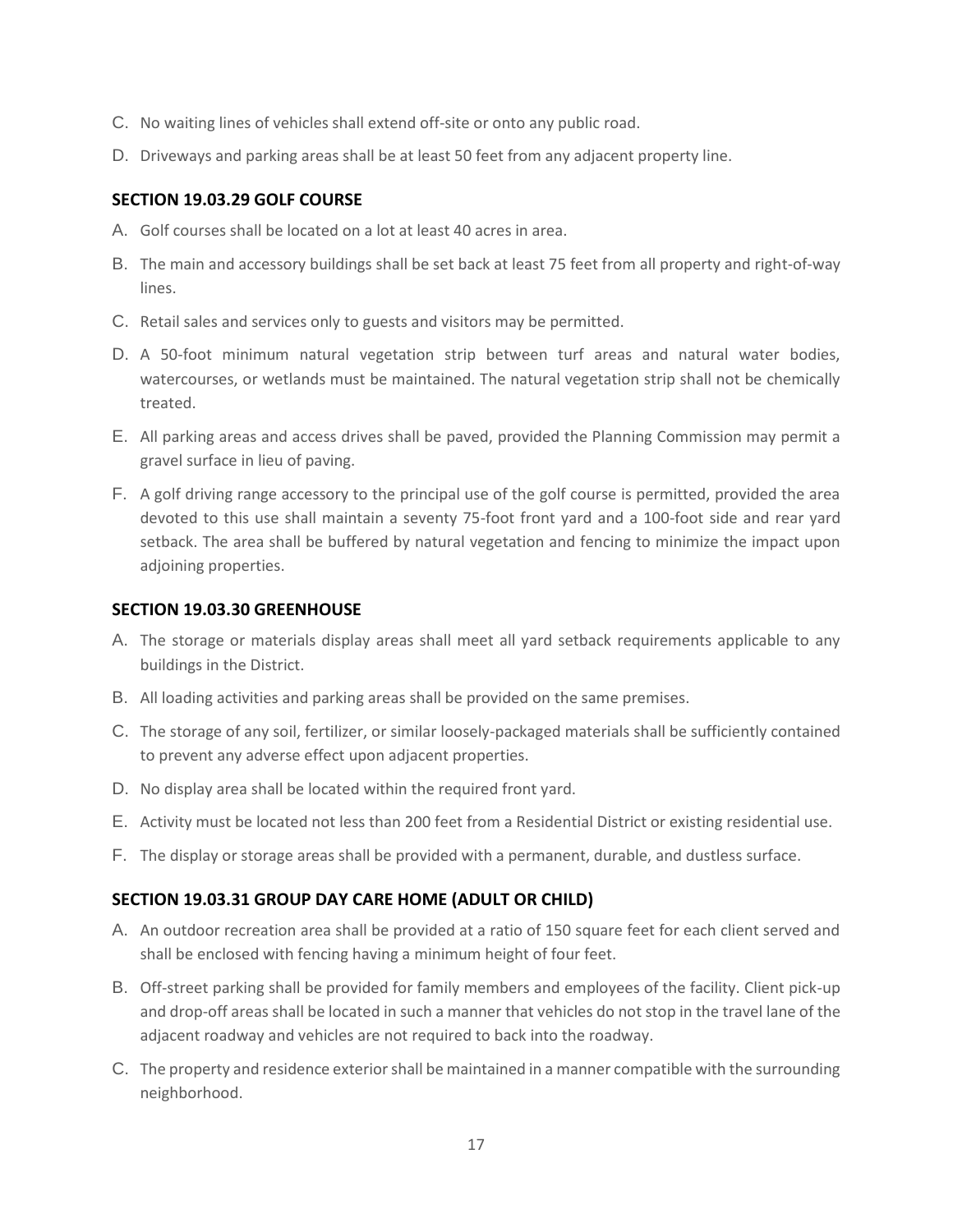C. No waiting lines of vehicles shall extend off-site or onto any public road.

D. Driveways and parking areas shall be at least 50 feet from any adjacent property line.

### SECTION 19.03.29 GOLF COURSE

A. Golf courses shall be located on a lot at least 40 acres in area.

B. The main and accessory buildings shall be set back at least 75 feet from all property and right-of-way lines.

C. Retail sales and services only to guests and visitors may be permitted.

D. A 50-foot minimum natural vegetation strip between turf areas and natural water bodies, watercourses, or wetlands must be maintained. The natural vegetation strip shall not be chemically treated.

E. All parking areas and access drives shall be paved, provided the Planning Commission may permit a gravel surface in lieu of paving.

F. A golf driving range accessory to the principal use of the golf course is permitted, provided the area devoted to this use shall maintain a seventy 75-foot front yard and a 100-foot side and rear yard setback. The area shall be buffered by natural vegetation and fencing to minimize the impact upon adjoining properties.

### SECTION 19.03.30 GREENHOUSE

A. The storage or materials display areas shall meet all yard setback requirements applicable to any buildings in the District.

B. All loading activities and parking areas shall be provided on the same premises.

C. The storage of any soil, fertilizer, or similar loosely-packaged materials shall be sufficiently contained to prevent any adverse effect upon adjacent properties.

D. No display area shall be located within the required front yard.

E. Activity must be located not less than 200 feet from a Residential District or existing residential use.

F. The display or storage areas shall be provided with a permanent, durable, and dustless surface.

### SECTION 19.03.31 GROUP DAY CARE HOME (ADULT OR CHILD)

A. An outdoor recreation area shall be provided at a ratio of 150 square feet for each client served and shall be enclosed with fencing having a minimum height of four feet.

B. Off-street parking shall be provided for family members and employees of the facility. Client pick-up and drop-off areas shall be located in such a manner that vehicles do not stop in the travel lane of the adjacent roadway and vehicles are not required to back into the roadway.

C. The property and residence exterior shall be maintained in a manner compatible with the surrounding neighborhood.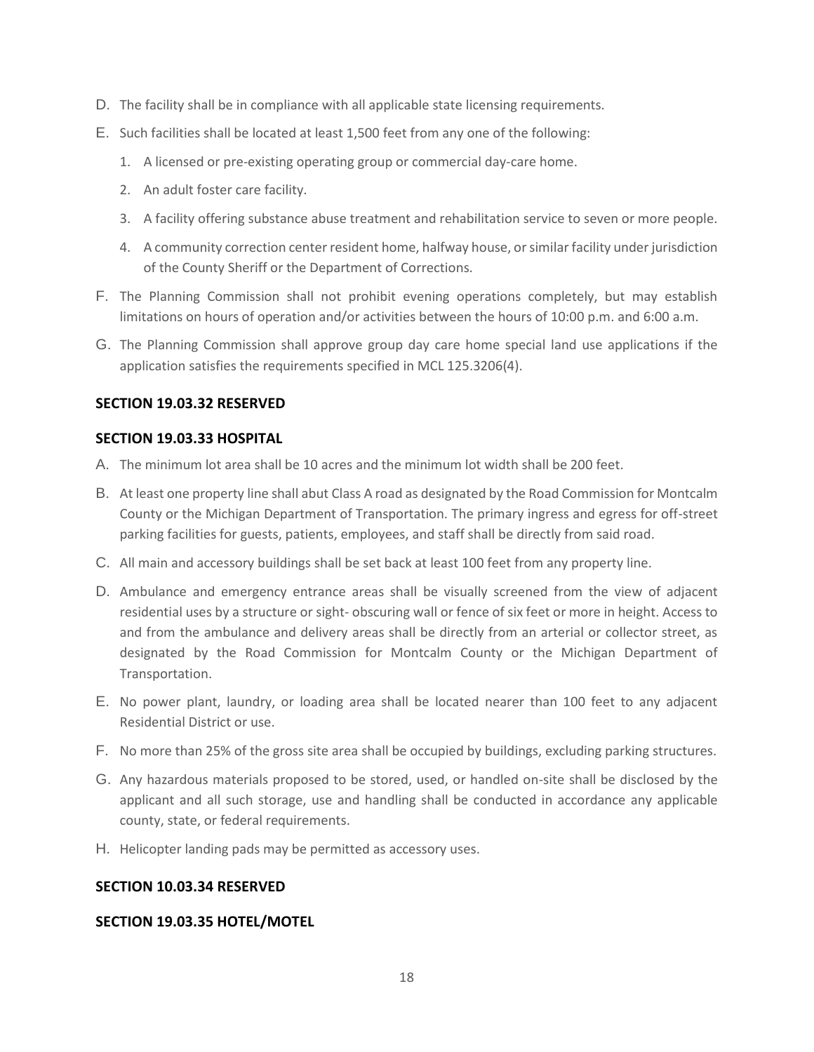D. The facility shall be in compliance with all applicable state licensing requirements.

E. Such facilities shall be located at least 1,500 feet from any one of the following:

1. A licensed or pre-existing operating group or commercial day-care home.
2. An adult foster care facility.
3. A facility offering substance abuse treatment and rehabilitation service to seven or more people.
4. A community correction center resident home, halfway house, or similar facility under jurisdiction of the County Sheriff or the Department of Corrections.

F. The Planning Commission shall not prohibit evening operations completely, but may establish limitations on hours of operation and/or activities between the hours of 10:00 p.m. and 6:00 a.m.

G. The Planning Commission shall approve group day care home special land use applications if the application satisfies the requirements specified in MCL 125.3206(4).

### SECTION 19.03.32 RESERVED

### SECTION 19.03.33 HOSPITAL

A. The minimum lot area shall be 10 acres and the minimum lot width shall be 200 feet.

B. At least one property line shall abut Class A road as designated by the Road Commission for Montcalm County or the Michigan Department of Transportation. The primary ingress and egress for off-street parking facilities for guests, patients, employees, and staff shall be directly from said road.

C. All main and accessory buildings shall be set back at least 100 feet from any property line.

D. Ambulance and emergency entrance areas shall be visually screened from the view of adjacent residential uses by a structure or sight- obscuring wall or fence of six feet or more in height. Access to and from the ambulance and delivery areas shall be directly from an arterial or collector street, as designated by the Road Commission for Montcalm County or the Michigan Department of Transportation.

E. No power plant, laundry, or loading area shall be located nearer than 100 feet to any adjacent Residential District or use.

F. No more than 25% of the gross site area shall be occupied by buildings, excluding parking structures.

G. Any hazardous materials proposed to be stored, used, or handled on-site shall be disclosed by the applicant and all such storage, use and handling shall be conducted in accordance any applicable county, state, or federal requirements.

H. Helicopter landing pads may be permitted as accessory uses.

### SECTION 10.03.34 RESERVED

### SECTION 19.03.35 HOTEL/MOTEL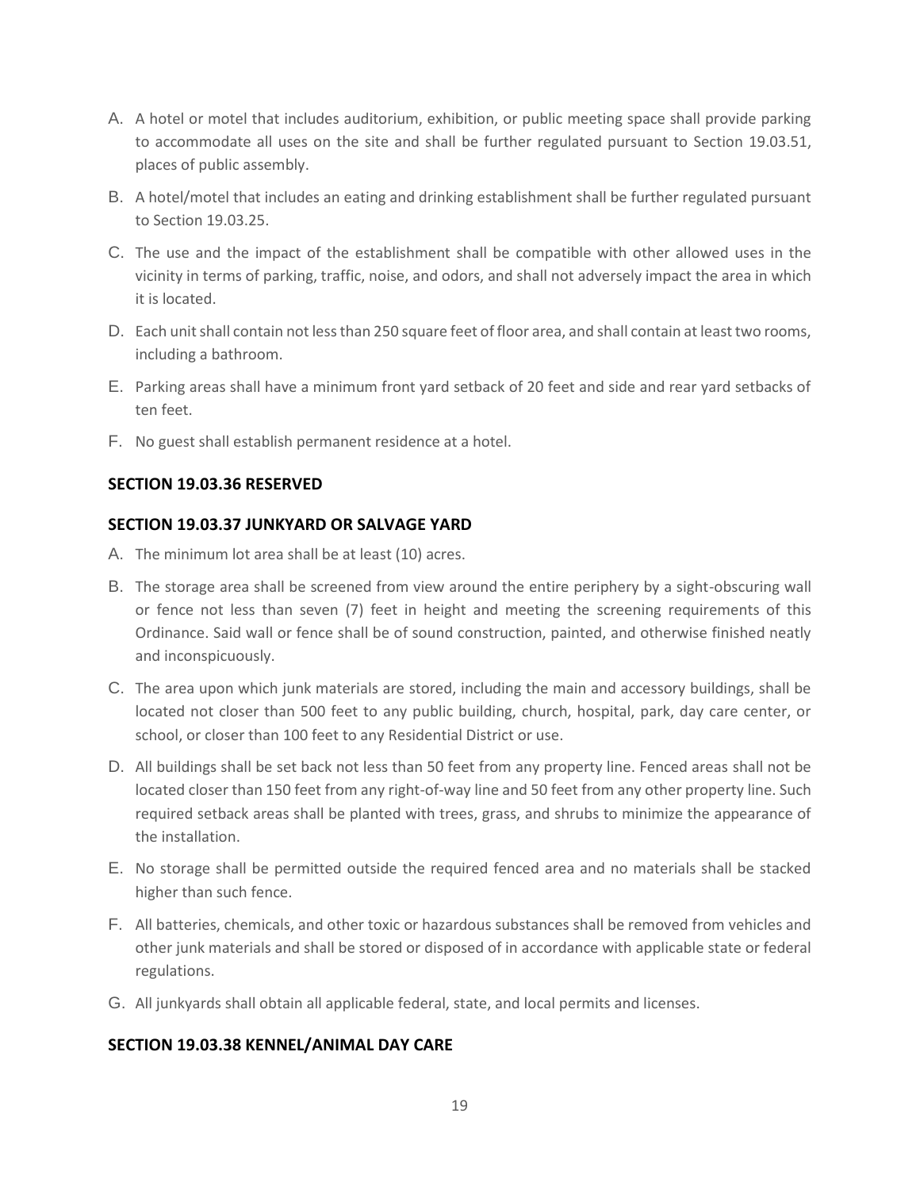A. A hotel or motel that includes auditorium, exhibition, or public meeting space shall provide parking to accommodate all uses on the site and shall be further regulated pursuant to Section 19.03.51, places of public assembly.

B. A hotel/motel that includes an eating and drinking establishment shall be further regulated pursuant to Section 19.03.25.

C. The use and the impact of the establishment shall be compatible with other allowed uses in the vicinity in terms of parking, traffic, noise, and odors, and shall not adversely impact the area in which it is located.

D. Each unit shall contain not less than 250 square feet of floor area, and shall contain at least two rooms, including a bathroom.

E. Parking areas shall have a minimum front yard setback of 20 feet and side and rear yard setbacks of ten feet.

F. No guest shall establish permanent residence at a hotel.

## SECTION 19.03.36 RESERVED

## SECTION 19.03.37 JUNKYARD OR SALVAGE YARD

A. The minimum lot area shall be at least (10) acres.

B. The storage area shall be screened from view around the entire periphery by a sight-obscuring wall or fence not less than seven (7) feet in height and meeting the screening requirements of this Ordinance. Said wall or fence shall be of sound construction, painted, and otherwise finished neatly and inconspicuously.

C. The area upon which junk materials are stored, including the main and accessory buildings, shall be located not closer than 500 feet to any public building, church, hospital, park, day care center, or school, or closer than 100 feet to any Residential District or use.

D. All buildings shall be set back not less than 50 feet from any property line. Fenced areas shall not be located closer than 150 feet from any right-of-way line and 50 feet from any other property line. Such required setback areas shall be planted with trees, grass, and shrubs to minimize the appearance of the installation.

E. No storage shall be permitted outside the required fenced area and no materials shall be stacked higher than such fence.

F. All batteries, chemicals, and other toxic or hazardous substances shall be removed from vehicles and other junk materials and shall be stored or disposed of in accordance with applicable state or federal regulations.

G. All junkyards shall obtain all applicable federal, state, and local permits and licenses.

## SECTION 19.03.38 KENNEL/ANIMAL DAY CARE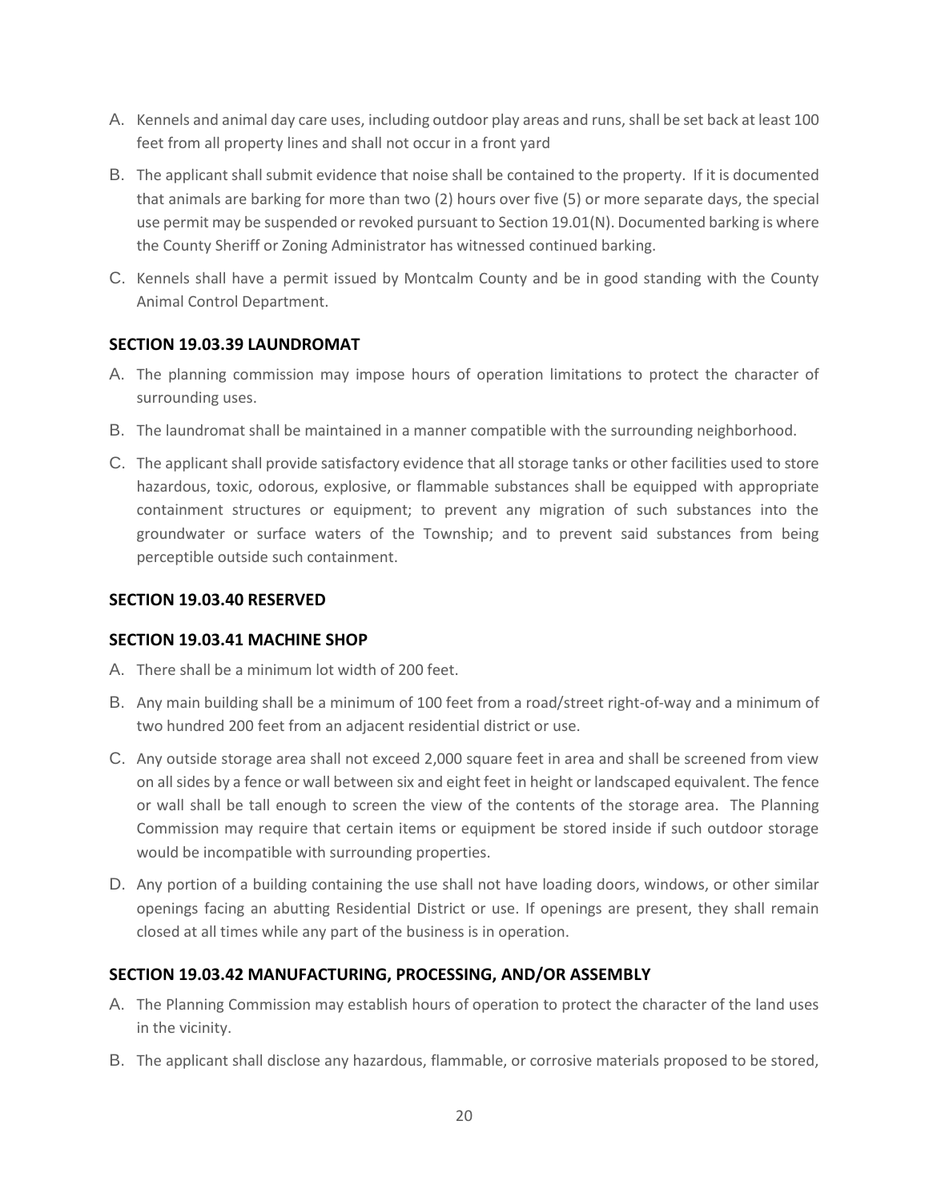A. Kennels and animal day care uses, including outdoor play areas and runs, shall be set back at least 100 feet from all property lines and shall not occur in a front yard

B. The applicant shall submit evidence that noise shall be contained to the property. If it is documented that animals are barking for more than two (2) hours over five (5) or more separate days, the special use permit may be suspended or revoked pursuant to Section 19.01(N). Documented barking is where the County Sheriff or Zoning Administrator has witnessed continued barking.

C. Kennels shall have a permit issued by Montcalm County and be in good standing with the County Animal Control Department.

### SECTION 19.03.39 LAUNDROMAT

A. The planning commission may impose hours of operation limitations to protect the character of surrounding uses.

B. The laundromat shall be maintained in a manner compatible with the surrounding neighborhood.

C. The applicant shall provide satisfactory evidence that all storage tanks or other facilities used to store hazardous, toxic, odorous, explosive, or flammable substances shall be equipped with appropriate containment structures or equipment; to prevent any migration of such substances into the groundwater or surface waters of the Township; and to prevent said substances from being perceptible outside such containment.

### SECTION 19.03.40 RESERVED

### SECTION 19.03.41 MACHINE SHOP

A. There shall be a minimum lot width of 200 feet.

B. Any main building shall be a minimum of 100 feet from a road/street right-of-way and a minimum of two hundred 200 feet from an adjacent residential district or use.

C. Any outside storage area shall not exceed 2,000 square feet in area and shall be screened from view on all sides by a fence or wall between six and eight feet in height or landscaped equivalent. The fence or wall shall be tall enough to screen the view of the contents of the storage area. The Planning Commission may require that certain items or equipment be stored inside if such outdoor storage would be incompatible with surrounding properties.

D. Any portion of a building containing the use shall not have loading doors, windows, or other similar openings facing an abutting Residential District or use. If openings are present, they shall remain closed at all times while any part of the business is in operation.

### SECTION 19.03.42 MANUFACTURING, PROCESSING, AND/OR ASSEMBLY

A. The Planning Commission may establish hours of operation to protect the character of the land uses in the vicinity.

B. The applicant shall disclose any hazardous, flammable, or corrosive materials proposed to be stored,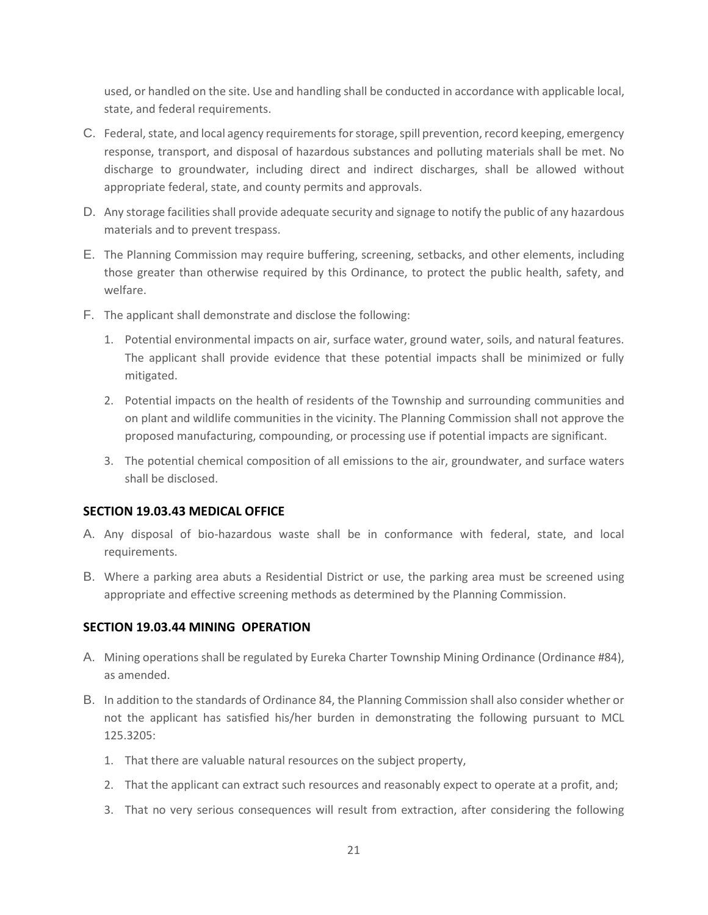used, or handled on the site. Use and handling shall be conducted in accordance with applicable local, state, and federal requirements.

C. Federal, state, and local agency requirements for storage, spill prevention, record keeping, emergency response, transport, and disposal of hazardous substances and polluting materials shall be met. No discharge to groundwater, including direct and indirect discharges, shall be allowed without appropriate federal, state, and county permits and approvals.

D. Any storage facilities shall provide adequate security and signage to notify the public of any hazardous materials and to prevent trespass.

E. The Planning Commission may require buffering, screening, setbacks, and other elements, including those greater than otherwise required by this Ordinance, to protect the public health, safety, and welfare.

F. The applicant shall demonstrate and disclose the following:

   1. Potential environmental impacts on air, surface water, ground water, soils, and natural features. The applicant shall provide evidence that these potential impacts shall be minimized or fully mitigated.

   2. Potential impacts on the health of residents of the Township and surrounding communities and on plant and wildlife communities in the vicinity. The Planning Commission shall not approve the proposed manufacturing, compounding, or processing use if potential impacts are significant.

   3. The potential chemical composition of all emissions to the air, groundwater, and surface waters shall be disclosed.

### SECTION 19.03.43 MEDICAL OFFICE

A. Any disposal of bio-hazardous waste shall be in conformance with federal, state, and local requirements.

B. Where a parking area abuts a Residential District or use, the parking area must be screened using appropriate and effective screening methods as determined by the Planning Commission.

### SECTION 19.03.44 MINING OPERATION

A. Mining operations shall be regulated by Eureka Charter Township Mining Ordinance (Ordinance #84), as amended.

B. In addition to the standards of Ordinance 84, the Planning Commission shall also consider whether or not the applicant has satisfied his/her burden in demonstrating the following pursuant to MCL 125.3205:

   1. That there are valuable natural resources on the subject property,

   2. That the applicant can extract such resources and reasonably expect to operate at a profit, and;

   3. That no very serious consequences will result from extraction, after considering the following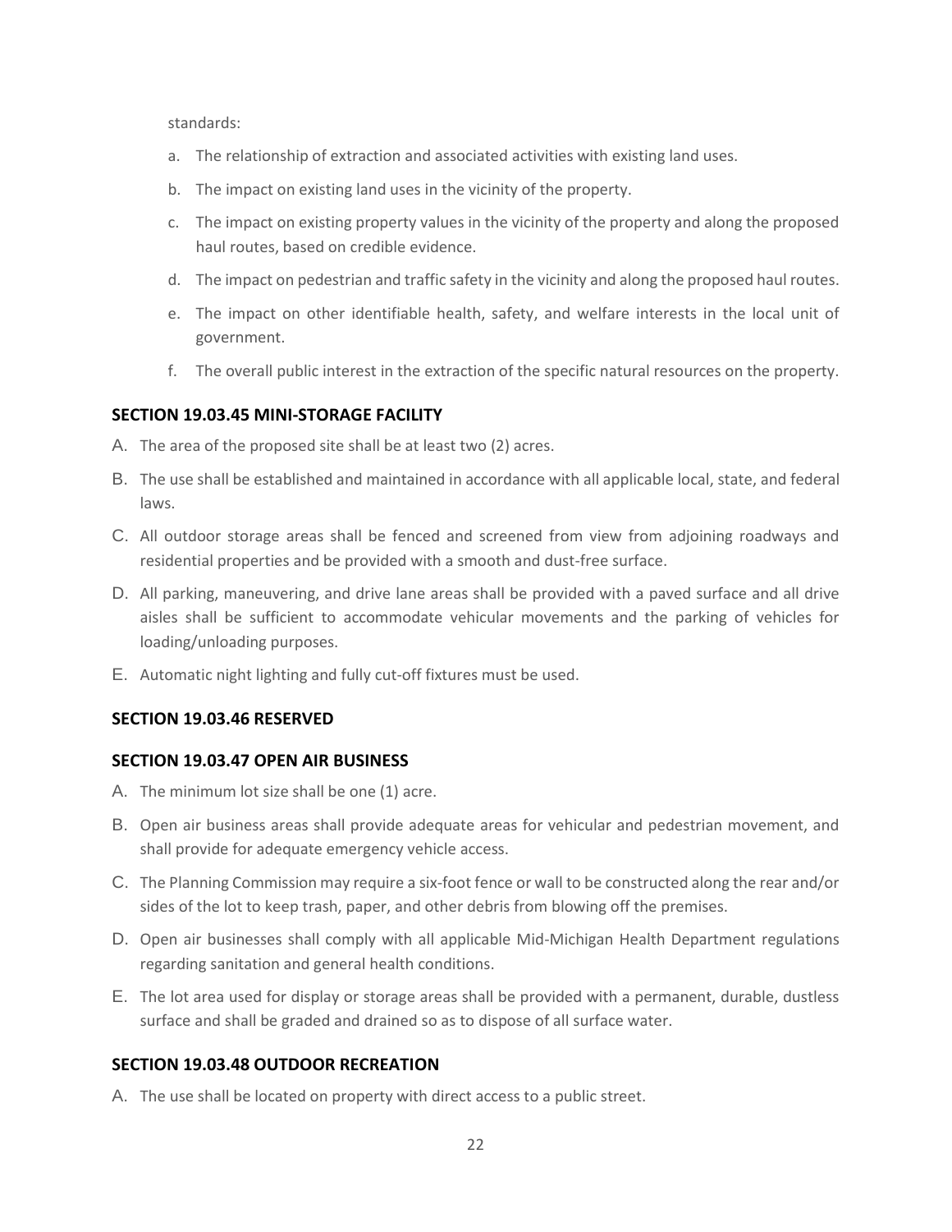standards:

a. The relationship of extraction and associated activities with existing land uses.

b. The impact on existing land uses in the vicinity of the property.

c. The impact on existing property values in the vicinity of the property and along the proposed haul routes, based on credible evidence.

d. The impact on pedestrian and traffic safety in the vicinity and along the proposed haul routes.

e. The impact on other identifiable health, safety, and welfare interests in the local unit of government.

f. The overall public interest in the extraction of the specific natural resources on the property.

### SECTION 19.03.45 MINI-STORAGE FACILITY

A. The area of the proposed site shall be at least two (2) acres.

B. The use shall be established and maintained in accordance with all applicable local, state, and federal laws.

C. All outdoor storage areas shall be fenced and screened from view from adjoining roadways and residential properties and be provided with a smooth and dust-free surface.

D. All parking, maneuvering, and drive lane areas shall be provided with a paved surface and all drive aisles shall be sufficient to accommodate vehicular movements and the parking of vehicles for loading/unloading purposes.

E. Automatic night lighting and fully cut-off fixtures must be used.

### SECTION 19.03.46 RESERVED

### SECTION 19.03.47 OPEN AIR BUSINESS

A. The minimum lot size shall be one (1) acre.

B. Open air business areas shall provide adequate areas for vehicular and pedestrian movement, and shall provide for adequate emergency vehicle access.

C. The Planning Commission may require a six-foot fence or wall to be constructed along the rear and/or sides of the lot to keep trash, paper, and other debris from blowing off the premises.

D. Open air businesses shall comply with all applicable Mid-Michigan Health Department regulations regarding sanitation and general health conditions.

E. The lot area used for display or storage areas shall be provided with a permanent, durable, dustless surface and shall be graded and drained so as to dispose of all surface water.

### SECTION 19.03.48 OUTDOOR RECREATION

A. The use shall be located on property with direct access to a public street.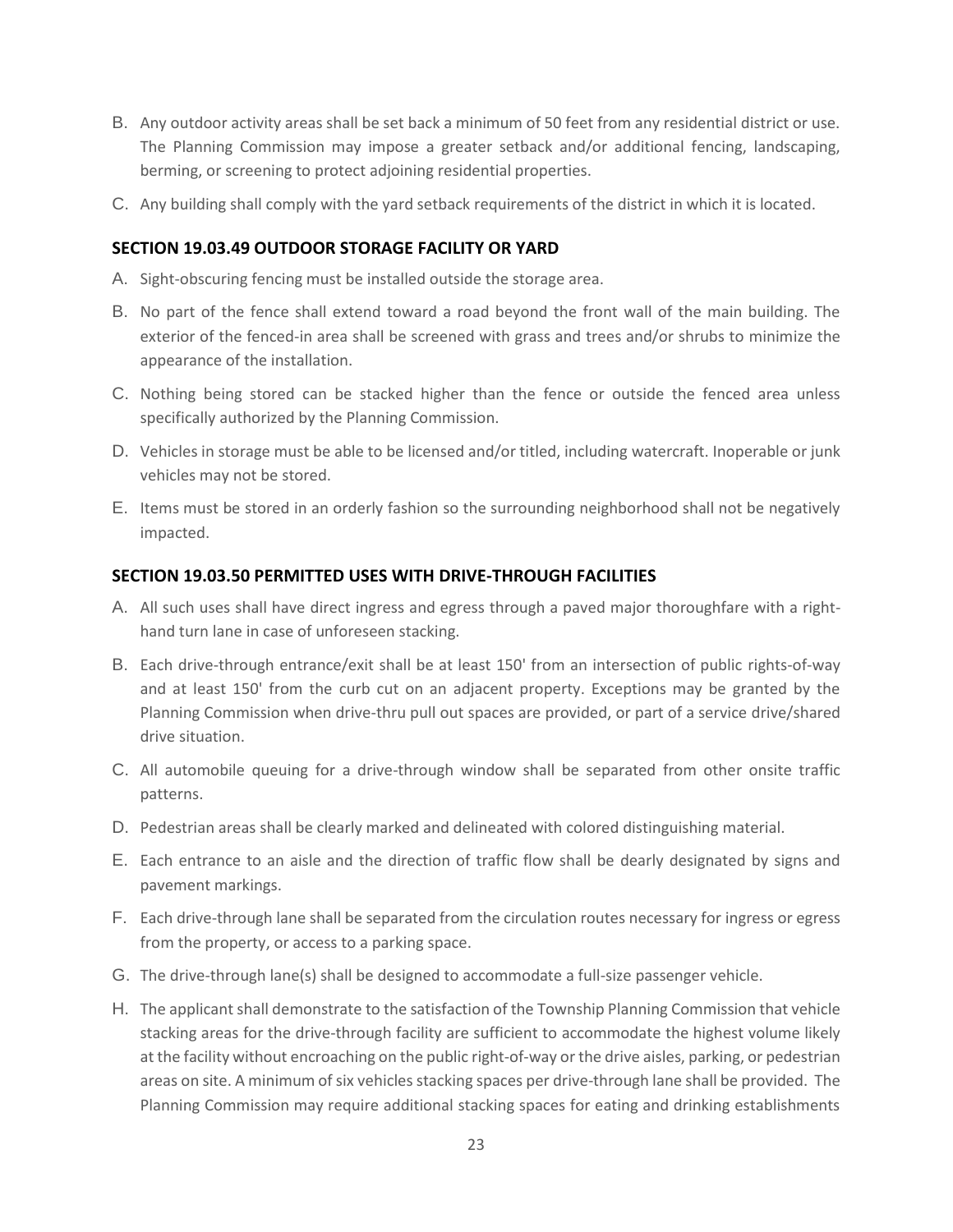B. Any outdoor activity areas shall be set back a minimum of 50 feet from any residential district or use. The Planning Commission may impose a greater setback and/or additional fencing, landscaping, berming, or screening to protect adjoining residential properties.

C. Any building shall comply with the yard setback requirements of the district in which it is located.

### SECTION 19.03.49 OUTDOOR STORAGE FACILITY OR YARD

A. Sight-obscuring fencing must be installed outside the storage area.

B. No part of the fence shall extend toward a road beyond the front wall of the main building. The exterior of the fenced-in area shall be screened with grass and trees and/or shrubs to minimize the appearance of the installation.

C. Nothing being stored can be stacked higher than the fence or outside the fenced area unless specifically authorized by the Planning Commission.

D. Vehicles in storage must be able to be licensed and/or titled, including watercraft. Inoperable or junk vehicles may not be stored.

E. Items must be stored in an orderly fashion so the surrounding neighborhood shall not be negatively impacted.

### SECTION 19.03.50 PERMITTED USES WITH DRIVE-THROUGH FACILITIES

A. All such uses shall have direct ingress and egress through a paved major thoroughfare with a right-hand turn lane in case of unforeseen stacking.

B. Each drive-through entrance/exit shall be at least 150' from an intersection of public rights-of-way and at least 150' from the curb cut on an adjacent property. Exceptions may be granted by the Planning Commission when drive-thru pull out spaces are provided, or part of a service drive/shared drive situation.

C. All automobile queuing for a drive-through window shall be separated from other onsite traffic patterns.

D. Pedestrian areas shall be clearly marked and delineated with colored distinguishing material.

E. Each entrance to an aisle and the direction of traffic flow shall be dearly designated by signs and pavement markings.

F. Each drive-through lane shall be separated from the circulation routes necessary for ingress or egress from the property, or access to a parking space.

G. The drive-through lane(s) shall be designed to accommodate a full-size passenger vehicle.

H. The applicant shall demonstrate to the satisfaction of the Township Planning Commission that vehicle stacking areas for the drive-through facility are sufficient to accommodate the highest volume likely at the facility without encroaching on the public right-of-way or the drive aisles, parking, or pedestrian areas on site. A minimum of six vehicles stacking spaces per drive-through lane shall be provided. The Planning Commission may require additional stacking spaces for eating and drinking establishments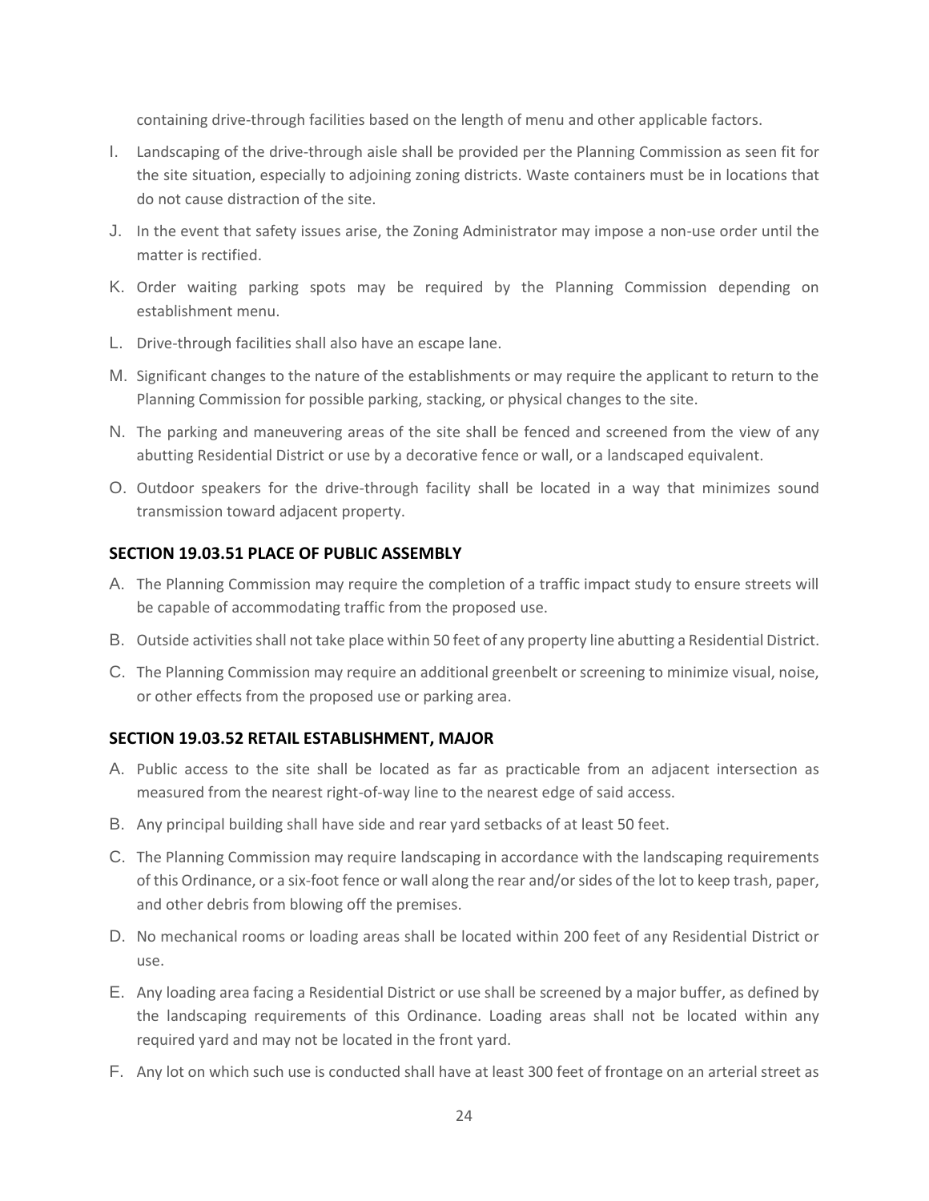containing drive-through facilities based on the length of menu and other applicable factors.

I. Landscaping of the drive-through aisle shall be provided per the Planning Commission as seen fit for the site situation, especially to adjoining zoning districts. Waste containers must be in locations that do not cause distraction of the site.

J. In the event that safety issues arise, the Zoning Administrator may impose a non-use order until the matter is rectified.

K. Order waiting parking spots may be required by the Planning Commission depending on establishment menu.

L. Drive-through facilities shall also have an escape lane.

M. Significant changes to the nature of the establishments or may require the applicant to return to the Planning Commission for possible parking, stacking, or physical changes to the site.

N. The parking and maneuvering areas of the site shall be fenced and screened from the view of any abutting Residential District or use by a decorative fence or wall, or a landscaped equivalent.

O. Outdoor speakers for the drive-through facility shall be located in a way that minimizes sound transmission toward adjacent property.

### SECTION 19.03.51 PLACE OF PUBLIC ASSEMBLY

A. The Planning Commission may require the completion of a traffic impact study to ensure streets will be capable of accommodating traffic from the proposed use.

B. Outside activities shall not take place within 50 feet of any property line abutting a Residential District.

C. The Planning Commission may require an additional greenbelt or screening to minimize visual, noise, or other effects from the proposed use or parking area.

### SECTION 19.03.52 RETAIL ESTABLISHMENT, MAJOR

A. Public access to the site shall be located as far as practicable from an adjacent intersection as measured from the nearest right-of-way line to the nearest edge of said access.

B. Any principal building shall have side and rear yard setbacks of at least 50 feet.

C. The Planning Commission may require landscaping in accordance with the landscaping requirements of this Ordinance, or a six-foot fence or wall along the rear and/or sides of the lot to keep trash, paper, and other debris from blowing off the premises.

D. No mechanical rooms or loading areas shall be located within 200 feet of any Residential District or use.

E. Any loading area facing a Residential District or use shall be screened by a major buffer, as defined by the landscaping requirements of this Ordinance. Loading areas shall not be located within any required yard and may not be located in the front yard.

F. Any lot on which such use is conducted shall have at least 300 feet of frontage on an arterial street as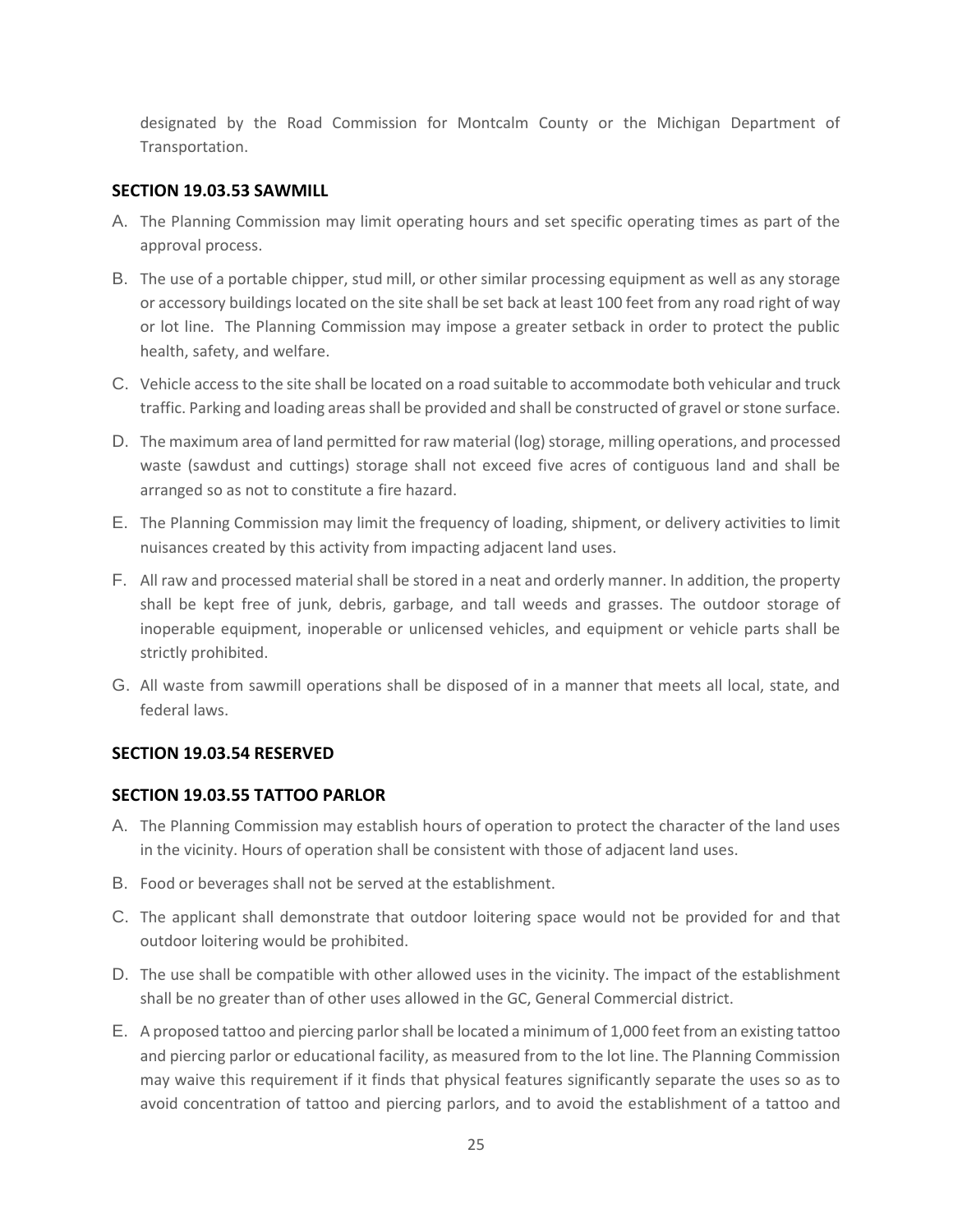designated by the Road Commission for Montcalm County or the Michigan Department of Transportation.

### SECTION 19.03.53 SAWMILL

A. The Planning Commission may limit operating hours and set specific operating times as part of the approval process.

B. The use of a portable chipper, stud mill, or other similar processing equipment as well as any storage or accessory buildings located on the site shall be set back at least 100 feet from any road right of way or lot line. The Planning Commission may impose a greater setback in order to protect the public health, safety, and welfare.

C. Vehicle access to the site shall be located on a road suitable to accommodate both vehicular and truck traffic. Parking and loading areas shall be provided and shall be constructed of gravel or stone surface.

D. The maximum area of land permitted for raw material (log) storage, milling operations, and processed waste (sawdust and cuttings) storage shall not exceed five acres of contiguous land and shall be arranged so as not to constitute a fire hazard.

E. The Planning Commission may limit the frequency of loading, shipment, or delivery activities to limit nuisances created by this activity from impacting adjacent land uses.

F. All raw and processed material shall be stored in a neat and orderly manner. In addition, the property shall be kept free of junk, debris, garbage, and tall weeds and grasses. The outdoor storage of inoperable equipment, inoperable or unlicensed vehicles, and equipment or vehicle parts shall be strictly prohibited.

G. All waste from sawmill operations shall be disposed of in a manner that meets all local, state, and federal laws.

### SECTION 19.03.54 RESERVED

### SECTION 19.03.55 TATTOO PARLOR

A. The Planning Commission may establish hours of operation to protect the character of the land uses in the vicinity. Hours of operation shall be consistent with those of adjacent land uses.

B. Food or beverages shall not be served at the establishment.

C. The applicant shall demonstrate that outdoor loitering space would not be provided for and that outdoor loitering would be prohibited.

D. The use shall be compatible with other allowed uses in the vicinity. The impact of the establishment shall be no greater than of other uses allowed in the GC, General Commercial district.

E. A proposed tattoo and piercing parlor shall be located a minimum of 1,000 feet from an existing tattoo and piercing parlor or educational facility, as measured from to the lot line. The Planning Commission may waive this requirement if it finds that physical features significantly separate the uses so as to avoid concentration of tattoo and piercing parlors, and to avoid the establishment of a tattoo and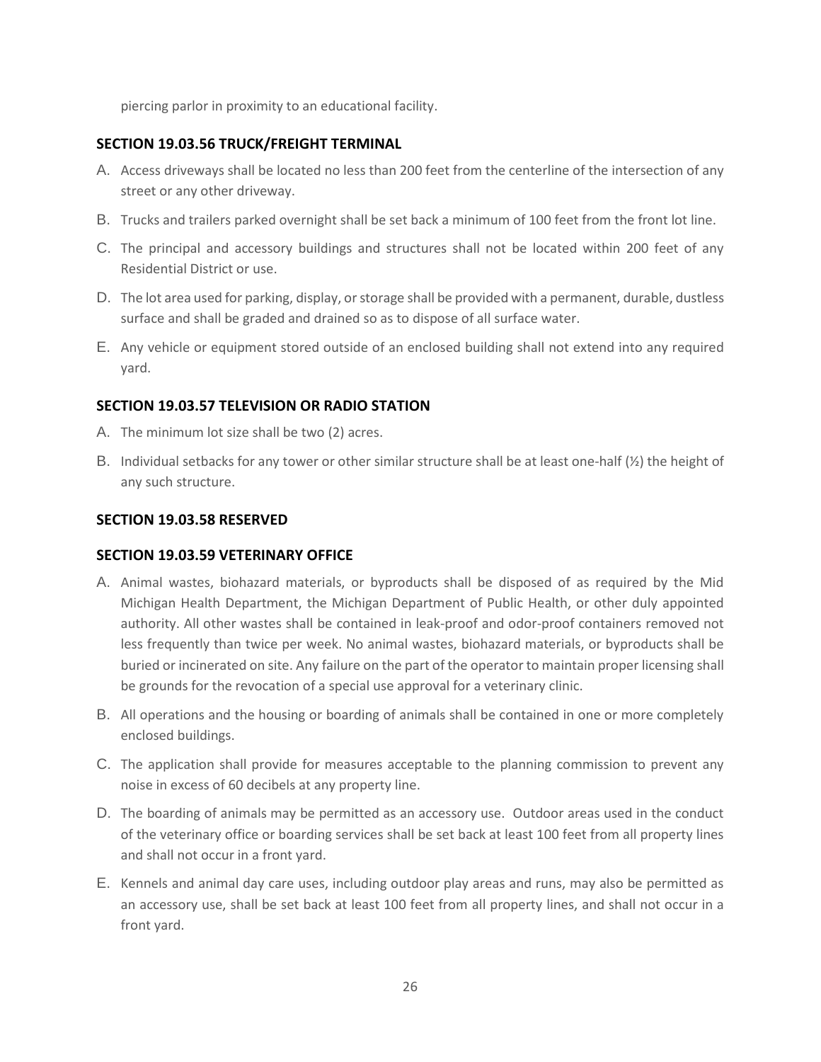piercing parlor in proximity to an educational facility.

### SECTION 19.03.56 TRUCK/FREIGHT TERMINAL

A. Access driveways shall be located no less than 200 feet from the centerline of the intersection of any street or any other driveway.

B. Trucks and trailers parked overnight shall be set back a minimum of 100 feet from the front lot line.

C. The principal and accessory buildings and structures shall not be located within 200 feet of any Residential District or use.

D. The lot area used for parking, display, or storage shall be provided with a permanent, durable, dustless surface and shall be graded and drained so as to dispose of all surface water.

E. Any vehicle or equipment stored outside of an enclosed building shall not extend into any required yard.

### SECTION 19.03.57 TELEVISION OR RADIO STATION

A. The minimum lot size shall be two (2) acres.

B. Individual setbacks for any tower or other similar structure shall be at least one-half (½) the height of any such structure.

### SECTION 19.03.58 RESERVED

### SECTION 19.03.59 VETERINARY OFFICE

A. Animal wastes, biohazard materials, or byproducts shall be disposed of as required by the Mid Michigan Health Department, the Michigan Department of Public Health, or other duly appointed authority. All other wastes shall be contained in leak-proof and odor-proof containers removed not less frequently than twice per week. No animal wastes, biohazard materials, or byproducts shall be buried or incinerated on site. Any failure on the part of the operator to maintain proper licensing shall be grounds for the revocation of a special use approval for a veterinary clinic.

B. All operations and the housing or boarding of animals shall be contained in one or more completely enclosed buildings.

C. The application shall provide for measures acceptable to the planning commission to prevent any noise in excess of 60 decibels at any property line.

D. The boarding of animals may be permitted as an accessory use. Outdoor areas used in the conduct of the veterinary office or boarding services shall be set back at least 100 feet from all property lines and shall not occur in a front yard.

E. Kennels and animal day care uses, including outdoor play areas and runs, may also be permitted as an accessory use, shall be set back at least 100 feet from all property lines, and shall not occur in a front yard.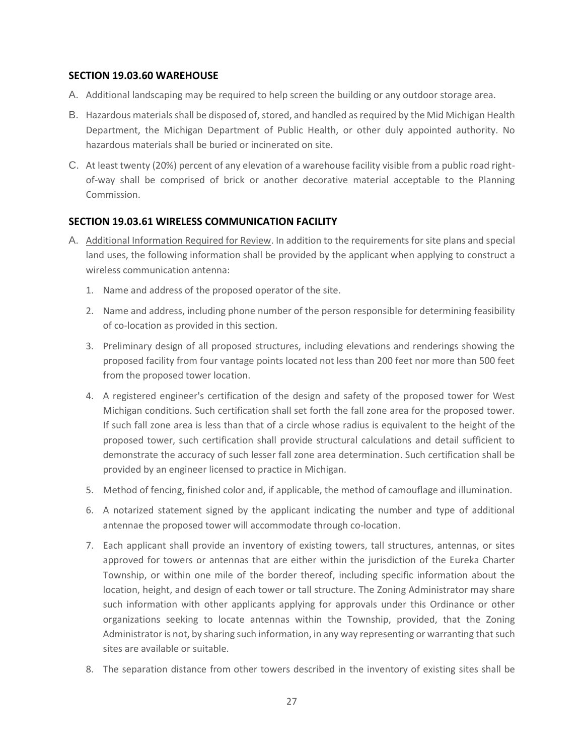### SECTION 19.03.60 WAREHOUSE

A. Additional landscaping may be required to help screen the building or any outdoor storage area.

B. Hazardous materials shall be disposed of, stored, and handled as required by the Mid Michigan Health Department, the Michigan Department of Public Health, or other duly appointed authority. No hazardous materials shall be buried or incinerated on site.

C. At least twenty (20%) percent of any elevation of a warehouse facility visible from a public road right-of-way shall be comprised of brick or another decorative material acceptable to the Planning Commission.

### SECTION 19.03.61 WIRELESS COMMUNICATION FACILITY

A. Additional Information Required for Review. In addition to the requirements for site plans and special land uses, the following information shall be provided by the applicant when applying to construct a wireless communication antenna:

1. Name and address of the proposed operator of the site.

2. Name and address, including phone number of the person responsible for determining feasibility of co-location as provided in this section.

3. Preliminary design of all proposed structures, including elevations and renderings showing the proposed facility from four vantage points located not less than 200 feet nor more than 500 feet from the proposed tower location.

4. A registered engineer's certification of the design and safety of the proposed tower for West Michigan conditions. Such certification shall set forth the fall zone area for the proposed tower. If such fall zone area is less than that of a circle whose radius is equivalent to the height of the proposed tower, such certification shall provide structural calculations and detail sufficient to demonstrate the accuracy of such lesser fall zone area determination. Such certification shall be provided by an engineer licensed to practice in Michigan.

5. Method of fencing, finished color and, if applicable, the method of camouflage and illumination.

6. A notarized statement signed by the applicant indicating the number and type of additional antennae the proposed tower will accommodate through co-location.

7. Each applicant shall provide an inventory of existing towers, tall structures, antennas, or sites approved for towers or antennas that are either within the jurisdiction of the Eureka Charter Township, or within one mile of the border thereof, including specific information about the location, height, and design of each tower or tall structure. The Zoning Administrator may share such information with other applicants applying for approvals under this Ordinance or other organizations seeking to locate antennas within the Township, provided, that the Zoning Administrator is not, by sharing such information, in any way representing or warranting that such sites are available or suitable.

8. The separation distance from other towers described in the inventory of existing sites shall be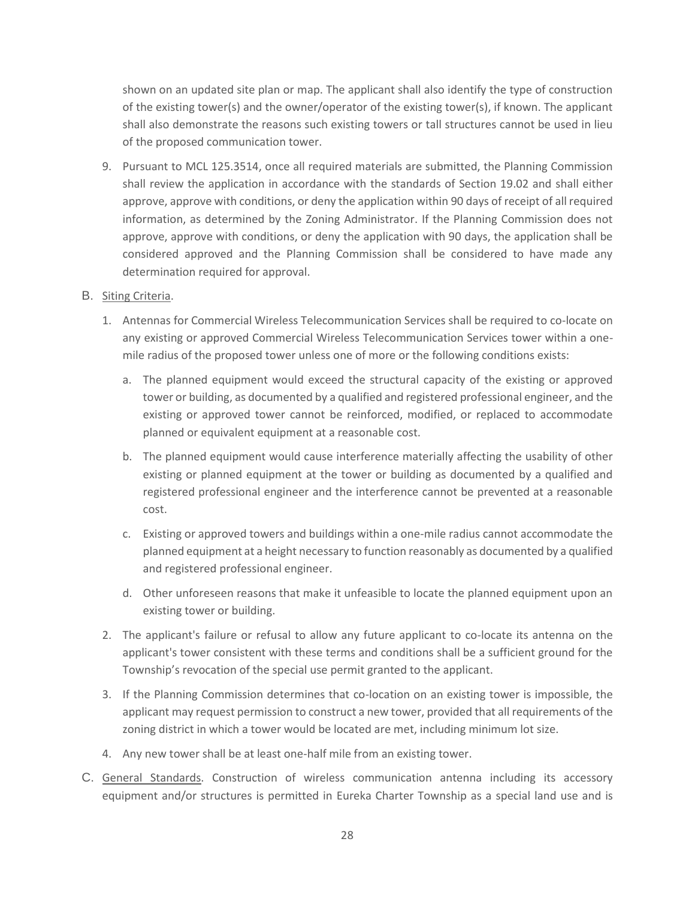shown on an updated site plan or map. The applicant shall also identify the type of construction of the existing tower(s) and the owner/operator of the existing tower(s), if known. The applicant shall also demonstrate the reasons such existing towers or tall structures cannot be used in lieu of the proposed communication tower.

9. Pursuant to MCL 125.3514, once all required materials are submitted, the Planning Commission shall review the application in accordance with the standards of Section 19.02 and shall either approve, approve with conditions, or deny the application within 90 days of receipt of all required information, as determined by the Zoning Administrator. If the Planning Commission does not approve, approve with conditions, or deny the application with 90 days, the application shall be considered approved and the Planning Commission shall be considered to have made any determination required for approval.

B. Siting Criteria.

1. Antennas for Commercial Wireless Telecommunication Services shall be required to co-locate on any existing or approved Commercial Wireless Telecommunication Services tower within a one-mile radius of the proposed tower unless one of more or the following conditions exists:

   a. The planned equipment would exceed the structural capacity of the existing or approved tower or building, as documented by a qualified and registered professional engineer, and the existing or approved tower cannot be reinforced, modified, or replaced to accommodate planned or equivalent equipment at a reasonable cost.

   b. The planned equipment would cause interference materially affecting the usability of other existing or planned equipment at the tower or building as documented by a qualified and registered professional engineer and the interference cannot be prevented at a reasonable cost.

   c. Existing or approved towers and buildings within a one-mile radius cannot accommodate the planned equipment at a height necessary to function reasonably as documented by a qualified and registered professional engineer.

   d. Other unforeseen reasons that make it unfeasible to locate the planned equipment upon an existing tower or building.

2. The applicant's failure or refusal to allow any future applicant to co-locate its antenna on the applicant's tower consistent with these terms and conditions shall be a sufficient ground for the Township's revocation of the special use permit granted to the applicant.

3. If the Planning Commission determines that co-location on an existing tower is impossible, the applicant may request permission to construct a new tower, provided that all requirements of the zoning district in which a tower would be located are met, including minimum lot size.

4. Any new tower shall be at least one-half mile from an existing tower.

C. General Standards. Construction of wireless communication antenna including its accessory equipment and/or structures is permitted in Eureka Charter Township as a special land use and is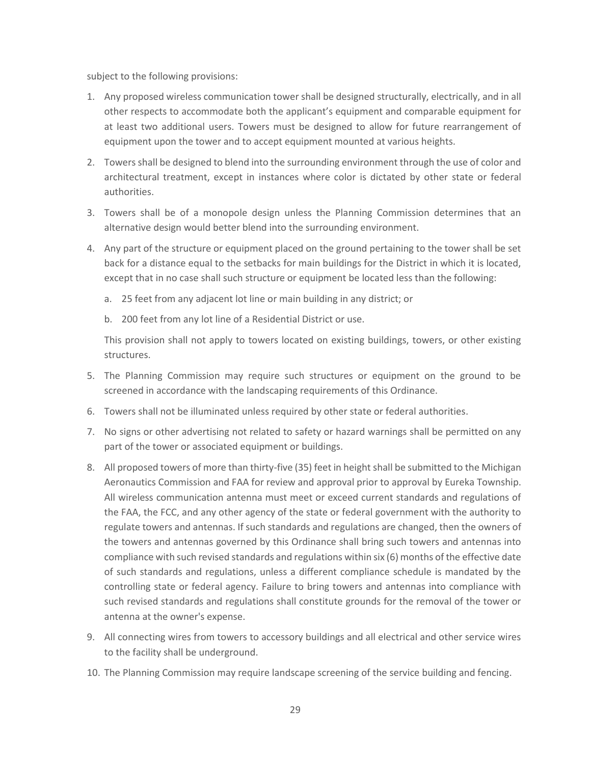subject to the following provisions:

1. Any proposed wireless communication tower shall be designed structurally, electrically, and in all other respects to accommodate both the applicant's equipment and comparable equipment for at least two additional users. Towers must be designed to allow for future rearrangement of equipment upon the tower and to accept equipment mounted at various heights.
2. Towers shall be designed to blend into the surrounding environment through the use of color and architectural treatment, except in instances where color is dictated by other state or federal authorities.
3. Towers shall be of a monopole design unless the Planning Commission determines that an alternative design would better blend into the surrounding environment.
4. Any part of the structure or equipment placed on the ground pertaining to the tower shall be set back for a distance equal to the setbacks for main buildings for the District in which it is located, except that in no case shall such structure or equipment be located less than the following:
   a. 25 feet from any adjacent lot line or main building in any district; or
   b. 200 feet from any lot line of a Residential District or use.

   This provision shall not apply to towers located on existing buildings, towers, or other existing structures.
5. The Planning Commission may require such structures or equipment on the ground to be screened in accordance with the landscaping requirements of this Ordinance.
6. Towers shall not be illuminated unless required by other state or federal authorities.
7. No signs or other advertising not related to safety or hazard warnings shall be permitted on any part of the tower or associated equipment or buildings.
8. All proposed towers of more than thirty-five (35) feet in height shall be submitted to the Michigan Aeronautics Commission and FAA for review and approval prior to approval by Eureka Township. All wireless communication antenna must meet or exceed current standards and regulations of the FAA, the FCC, and any other agency of the state or federal government with the authority to regulate towers and antennas. If such standards and regulations are changed, then the owners of the towers and antennas governed by this Ordinance shall bring such towers and antennas into compliance with such revised standards and regulations within six (6) months of the effective date of such standards and regulations, unless a different compliance schedule is mandated by the controlling state or federal agency. Failure to bring towers and antennas into compliance with such revised standards and regulations shall constitute grounds for the removal of the tower or antenna at the owner's expense.
9. All connecting wires from towers to accessory buildings and all electrical and other service wires to the facility shall be underground.
10. The Planning Commission may require landscape screening of the service building and fencing.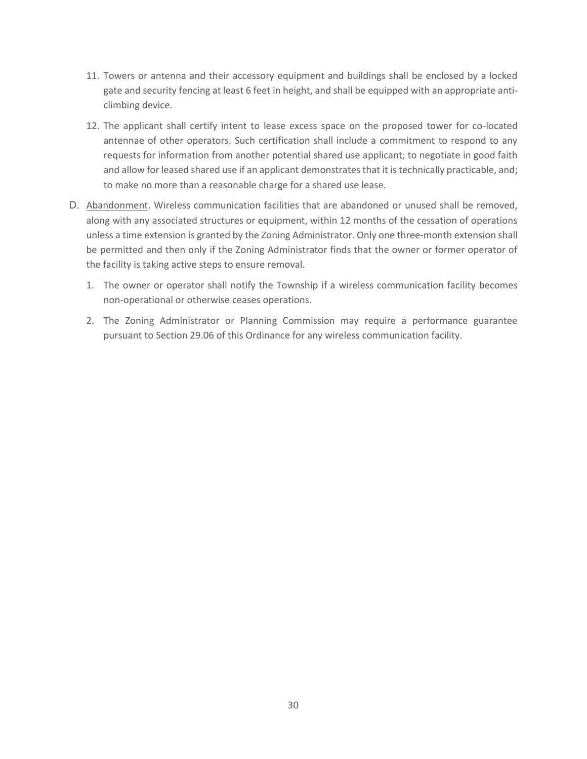11. Towers or antenna and their accessory equipment and buildings shall be enclosed by a locked gate and security fencing at least 6 feet in height, and shall be equipped with an appropriate anti-climbing device.

12. The applicant shall certify intent to lease excess space on the proposed tower for co-located antennae of other operators. Such certification shall include a commitment to respond to any requests for information from another potential shared use applicant; to negotiate in good faith and allow for leased shared use if an applicant demonstrates that it is technically practicable, and; to make no more than a reasonable charge for a shared use lease.

D. <u>Abandonment</u>. Wireless communication facilities that are abandoned or unused shall be removed, along with any associated structures or equipment, within 12 months of the cessation of operations unless a time extension is granted by the Zoning Administrator. Only one three-month extension shall be permitted and then only if the Zoning Administrator finds that the owner or former operator of the facility is taking active steps to ensure removal.

1. The owner or operator shall notify the Township if a wireless communication facility becomes non-operational or otherwise ceases operations.

2. The Zoning Administrator or Planning Commission may require a performance guarantee pursuant to Section 29.06 of this Ordinance for any wireless communication facility.